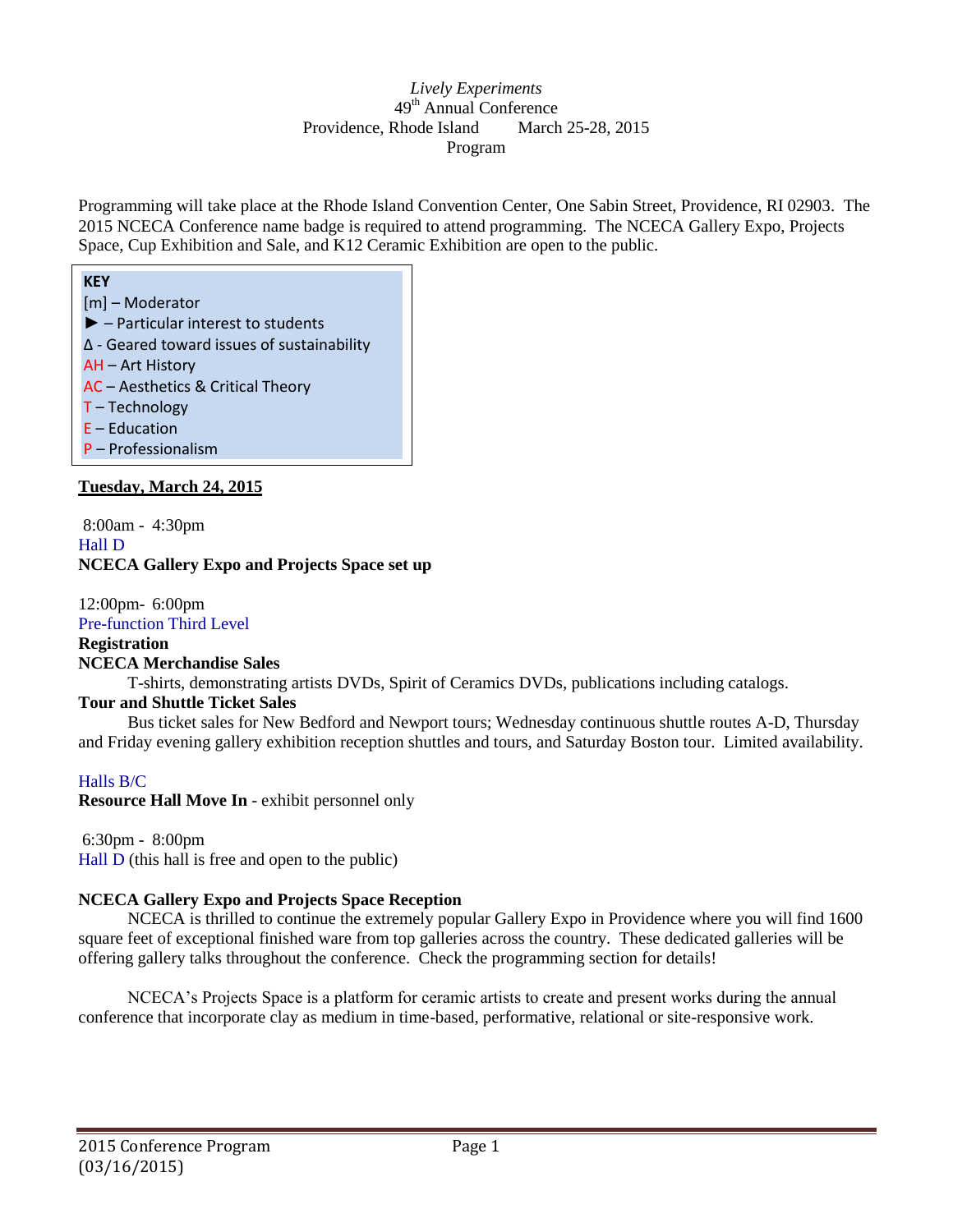*Lively Experiments*
49th Annual Conference
Providence, Rhode Island March 25-28, 2015
Program

Programming will take place at the Rhode Island Convention Center, One Sabin Street, Providence, RI 02903. The 2015 NCECA Conference name badge is required to attend programming. The NCECA Gallery Expo, Projects Space, Cup Exhibition and Sale, and K12 Ceramic Exhibition are open to the public.

**KEY**
[m] – Moderator
► – Particular interest to students
∆ - Geared toward issues of sustainability
AH – Art History
AC – Aesthetics & Critical Theory
T – Technology
E – Education
P – Professionalism

**Tuesday, March 24, 2015**

8:00am - 4:30pm
Hall D
**NCECA Gallery Expo and Projects Space set up**

12:00pm- 6:00pm
Pre-function Third Level
**Registration**
**NCECA Merchandise Sales**
T-shirts, demonstrating artists DVDs, Spirit of Ceramics DVDs, publications including catalogs.
**Tour and Shuttle Ticket Sales**
Bus ticket sales for New Bedford and Newport tours; Wednesday continuous shuttle routes A-D, Thursday and Friday evening gallery exhibition reception shuttles and tours, and Saturday Boston tour. Limited availability.

Halls B/C
**Resource Hall Move In** - exhibit personnel only

6:30pm - 8:00pm
Hall D (this hall is free and open to the public)

**NCECA Gallery Expo and Projects Space Reception**
NCECA is thrilled to continue the extremely popular Gallery Expo in Providence where you will find 1600 square feet of exceptional finished ware from top galleries across the country. These dedicated galleries will be offering gallery talks throughout the conference. Check the programming section for details!

NCECA's Projects Space is a platform for ceramic artists to create and present works during the annual conference that incorporate clay as medium in time-based, performative, relational or site-responsive work.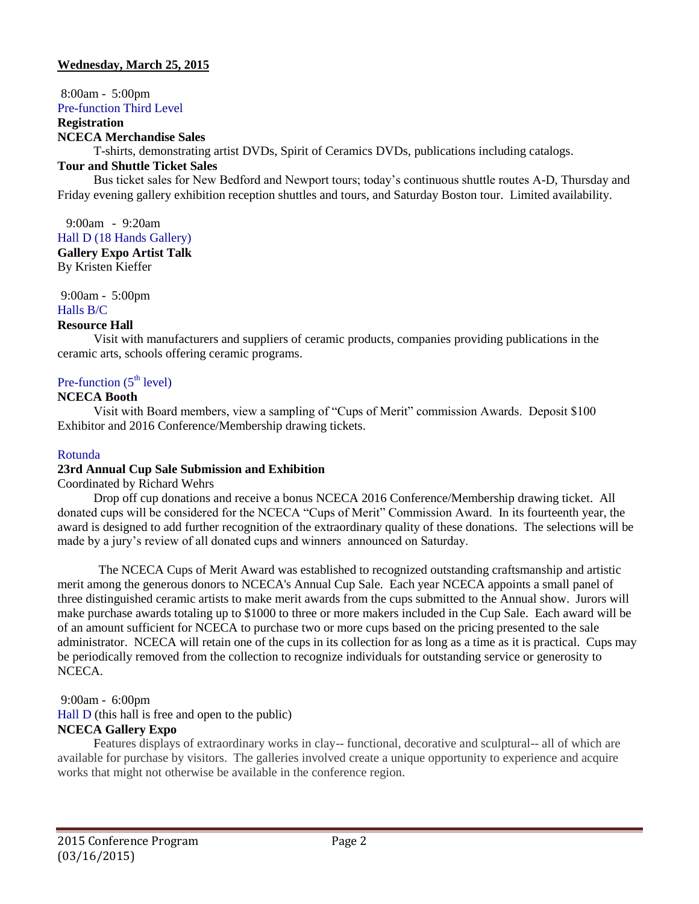**Wednesday, March 25, 2015**

8:00am - 5:00pm

Pre-function Third Level

**Registration**

**NCECA Merchandise Sales**

T-shirts, demonstrating artist DVDs, Spirit of Ceramics DVDs, publications including catalogs.

**Tour and Shuttle Ticket Sales**

Bus ticket sales for New Bedford and Newport tours; today's continuous shuttle routes A-D, Thursday and Friday evening gallery exhibition reception shuttles and tours, and Saturday Boston tour. Limited availability.

9:00am - 9:20am

Hall D (18 Hands Gallery)

**Gallery Expo Artist Talk**

By Kristen Kieffer

9:00am - 5:00pm

Halls B/C

**Resource Hall**

Visit with manufacturers and suppliers of ceramic products, companies providing publications in the ceramic arts, schools offering ceramic programs.

Pre-function (5th level)

**NCECA Booth**

Visit with Board members, view a sampling of "Cups of Merit" commission Awards. Deposit $100 Exhibitor and 2016 Conference/Membership drawing tickets.

Rotunda

**23rd Annual Cup Sale Submission and Exhibition**

Coordinated by Richard Wehrs

Drop off cup donations and receive a bonus NCECA 2016 Conference/Membership drawing ticket. All donated cups will be considered for the NCECA "Cups of Merit" Commission Award. In its fourteenth year, the award is designed to add further recognition of the extraordinary quality of these donations. The selections will be made by a jury's review of all donated cups and winners announced on Saturday.

The NCECA Cups of Merit Award was established to recognized outstanding craftsmanship and artistic merit among the generous donors to NCECA's Annual Cup Sale. Each year NCECA appoints a small panel of three distinguished ceramic artists to make merit awards from the cups submitted to the Annual show. Jurors will make purchase awards totaling up to $1000 to three or more makers included in the Cup Sale. Each award will be of an amount sufficient for NCECA to purchase two or more cups based on the pricing presented to the sale administrator. NCECA will retain one of the cups in its collection for as long as a time as it is practical. Cups may be periodically removed from the collection to recognize individuals for outstanding service or generosity to NCECA.

9:00am - 6:00pm

Hall D (this hall is free and open to the public)

**NCECA Gallery Expo**

Features displays of extraordinary works in clay-- functional, decorative and sculptural-- all of which are available for purchase by visitors. The galleries involved create a unique opportunity to experience and acquire works that might not otherwise be available in the conference region.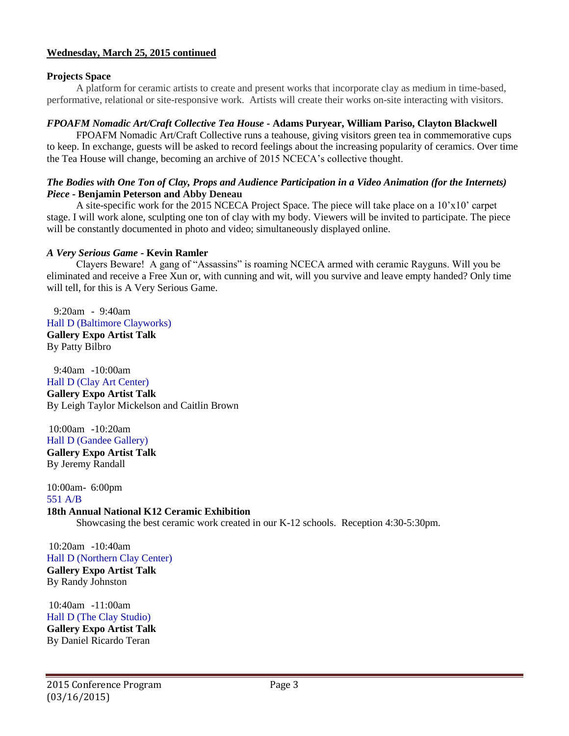**Wednesday, March 25, 2015 continued**

**Projects Space**

A platform for ceramic artists to create and present works that incorporate clay as medium in time-based, performative, relational or site-responsive work. Artists will create their works on-site interacting with visitors.

***FPOAFM Nomadic Art/Craft Collective Tea House*** **- Adams Puryear, William Pariso, Clayton Blackwell**

FPOAFM Nomadic Art/Craft Collective runs a teahouse, giving visitors green tea in commemorative cups to keep. In exchange, guests will be asked to record feelings about the increasing popularity of ceramics. Over time the Tea House will change, becoming an archive of 2015 NCECA's collective thought.

***The Bodies with One Ton of Clay, Props and Audience Participation in a Video Animation (for the Internets) Piece*** **- Benjamin Peterson and Abby Deneau**

A site-specific work for the 2015 NCECA Project Space. The piece will take place on a 10'x10' carpet stage. I will work alone, sculpting one ton of clay with my body. Viewers will be invited to participate. The piece will be constantly documented in photo and video; simultaneously displayed online.

***A Very Serious Game*** **- Kevin Ramler**

Clayers Beware! A gang of "Assassins" is roaming NCECA armed with ceramic Rayguns. Will you be eliminated and receive a Free Xun or, with cunning and wit, will you survive and leave empty handed? Only time will tell, for this is A Very Serious Game.

9:20am - 9:40am
Hall D (Baltimore Clayworks)
**Gallery Expo Artist Talk**
By Patty Bilbro

9:40am -10:00am
Hall D (Clay Art Center)
**Gallery Expo Artist Talk**
By Leigh Taylor Mickelson and Caitlin Brown

10:00am -10:20am
Hall D (Gandee Gallery)
**Gallery Expo Artist Talk**
By Jeremy Randall

10:00am- 6:00pm
551 A/B
**18th Annual National K12 Ceramic Exhibition**
Showcasing the best ceramic work created in our K-12 schools. Reception 4:30-5:30pm.

10:20am -10:40am
Hall D (Northern Clay Center)
**Gallery Expo Artist Talk**
By Randy Johnston

10:40am -11:00am
Hall D (The Clay Studio)
**Gallery Expo Artist Talk**
By Daniel Ricardo Teran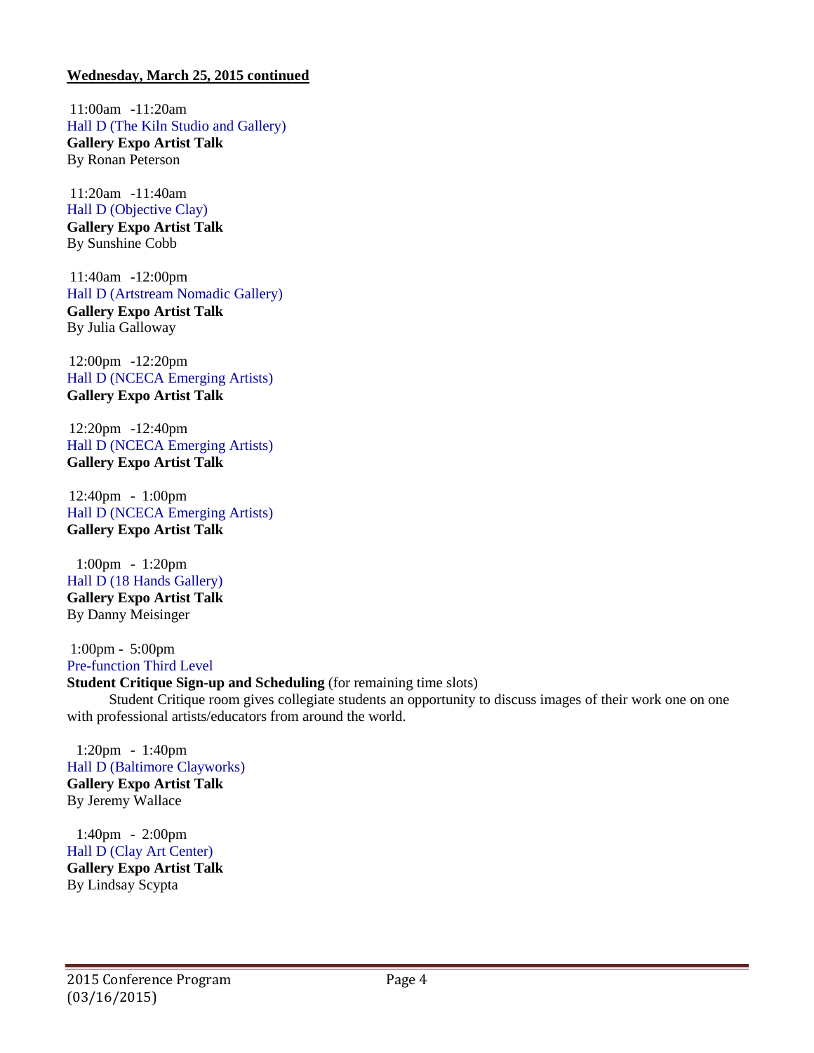**Wednesday, March 25, 2015 continued**

11:00am -11:20am
Hall D (The Kiln Studio and Gallery)
**Gallery Expo Artist Talk**
By Ronan Peterson

11:20am -11:40am
Hall D (Objective Clay)
**Gallery Expo Artist Talk**
By Sunshine Cobb

11:40am -12:00pm
Hall D (Artstream Nomadic Gallery)
**Gallery Expo Artist Talk**
By Julia Galloway

12:00pm -12:20pm
Hall D (NCECA Emerging Artists)
**Gallery Expo Artist Talk**

12:20pm -12:40pm
Hall D (NCECA Emerging Artists)
**Gallery Expo Artist Talk**

12:40pm - 1:00pm
Hall D (NCECA Emerging Artists)
**Gallery Expo Artist Talk**

1:00pm - 1:20pm
Hall D (18 Hands Gallery)
**Gallery Expo Artist Talk**
By Danny Meisinger

1:00pm - 5:00pm
Pre-function Third Level
**Student Critique Sign-up and Scheduling** (for remaining time slots)
Student Critique room gives collegiate students an opportunity to discuss images of their work one on one with professional artists/educators from around the world.

1:20pm - 1:40pm
Hall D (Baltimore Clayworks)
**Gallery Expo Artist Talk**
By Jeremy Wallace

1:40pm - 2:00pm
Hall D (Clay Art Center)
**Gallery Expo Artist Talk**
By Lindsay Scypta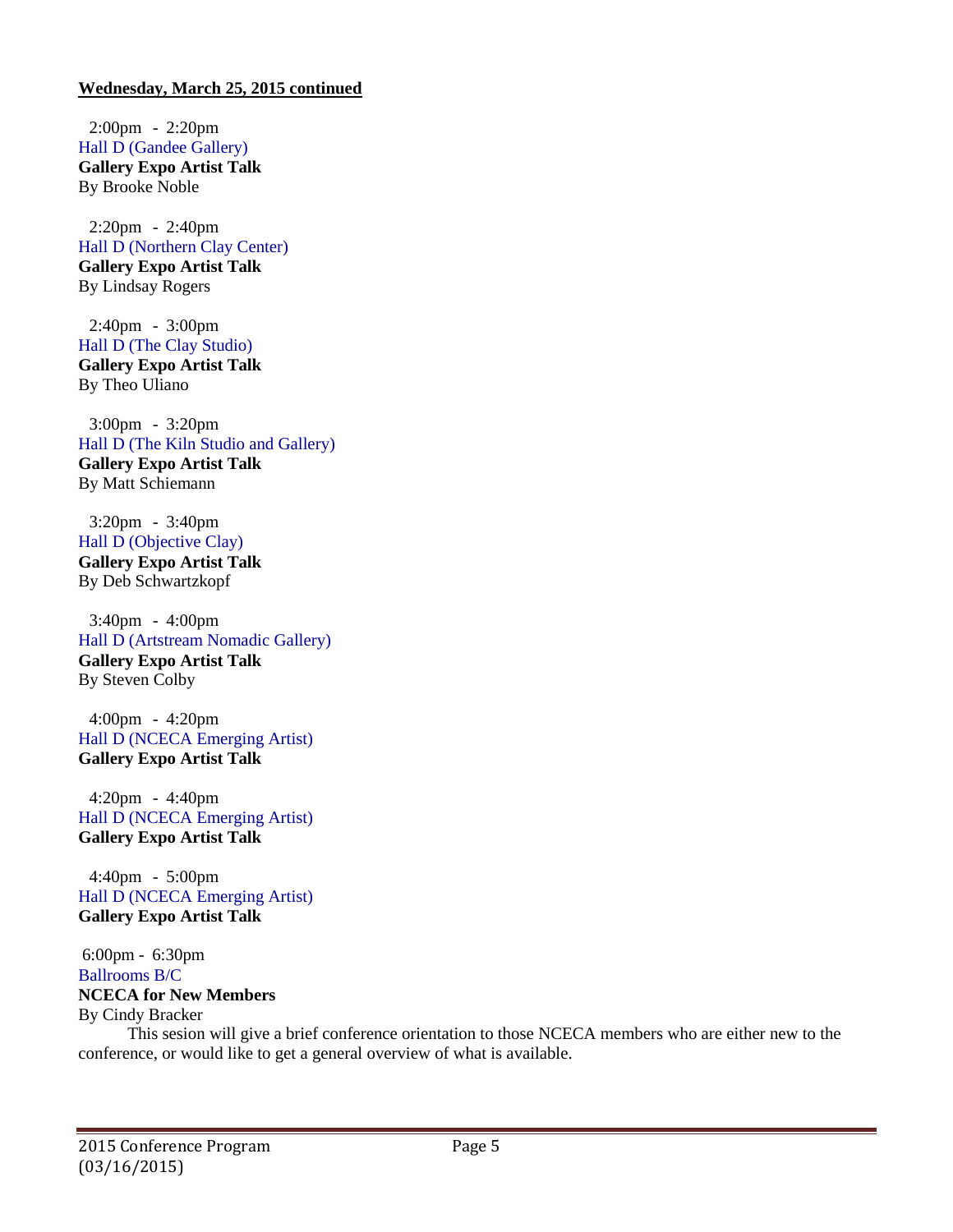**Wednesday, March 25, 2015 continued**

2:00pm - 2:20pm
Hall D (Gandee Gallery)
**Gallery Expo Artist Talk**
By Brooke Noble

2:20pm - 2:40pm
Hall D (Northern Clay Center)
**Gallery Expo Artist Talk**
By Lindsay Rogers

2:40pm - 3:00pm
Hall D (The Clay Studio)
**Gallery Expo Artist Talk**
By Theo Uliano

3:00pm - 3:20pm
Hall D (The Kiln Studio and Gallery)
**Gallery Expo Artist Talk**
By Matt Schiemann

3:20pm - 3:40pm
Hall D (Objective Clay)
**Gallery Expo Artist Talk**
By Deb Schwartzkopf

3:40pm - 4:00pm
Hall D (Artstream Nomadic Gallery)
**Gallery Expo Artist Talk**
By Steven Colby

4:00pm - 4:20pm
Hall D (NCECA Emerging Artist)
**Gallery Expo Artist Talk**

4:20pm - 4:40pm
Hall D (NCECA Emerging Artist)
**Gallery Expo Artist Talk**

4:40pm - 5:00pm
Hall D (NCECA Emerging Artist)
**Gallery Expo Artist Talk**

6:00pm - 6:30pm
Ballrooms B/C
**NCECA for New Members**
By Cindy Bracker

This sesion will give a brief conference orientation to those NCECA members who are either new to the conference, or would like to get a general overview of what is available.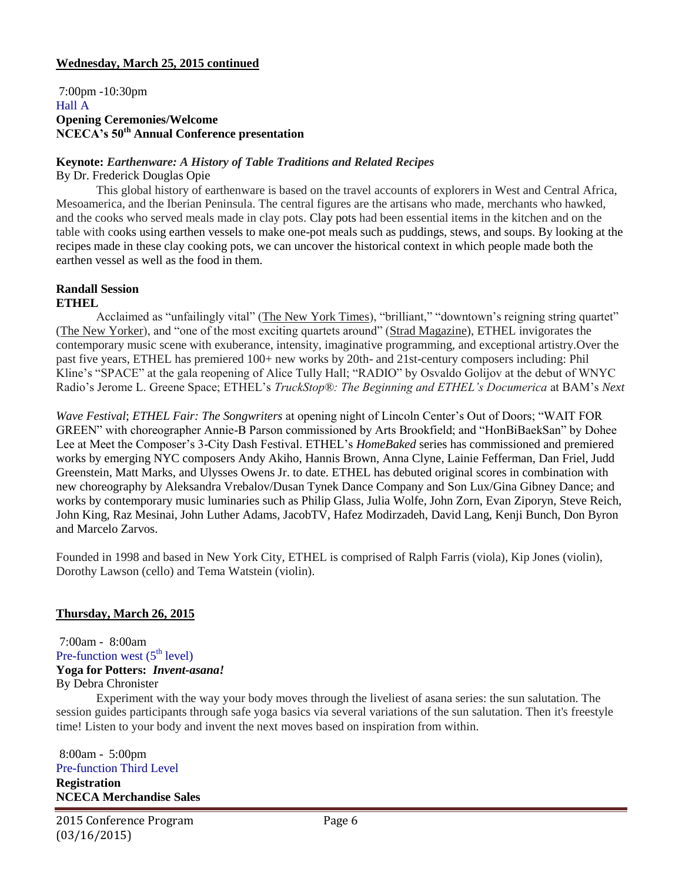**Wednesday, March 25, 2015 continued**

7:00pm -10:30pm
Hall A
**Opening Ceremonies/Welcome**
**NCECA's 50th Annual Conference presentation**

**Keynote:** ***Earthenware: A History of Table Traditions and Related Recipes***
By Dr. Frederick Douglas Opie

This global history of earthenware is based on the travel accounts of explorers in West and Central Africa, Mesoamerica, and the Iberian Peninsula. The central figures are the artisans who made, merchants who hawked, and the cooks who served meals made in clay pots. Clay pots had been essential items in the kitchen and on the table with cooks using earthen vessels to make one-pot meals such as puddings, stews, and soups. By looking at the recipes made in these clay cooking pots, we can uncover the historical context in which people made both the earthen vessel as well as the food in them.

**Randall Session**
**ETHEL**

Acclaimed as "unfailingly vital" (The New York Times), "brilliant," "downtown's reigning string quartet" (The New Yorker), and "one of the most exciting quartets around" (Strad Magazine), ETHEL invigorates the contemporary music scene with exuberance, intensity, imaginative programming, and exceptional artistry.Over the past five years, ETHEL has premiered 100+ new works by 20th- and 21st-century composers including: Phil Kline's "SPACE" at the gala reopening of Alice Tully Hall; "RADIO" by Osvaldo Golijov at the debut of WNYC Radio's Jerome L. Greene Space; ETHEL's *TruckStop®: The Beginning and ETHEL's Documerica* at BAM's *Next Wave Festival*; *ETHEL Fair: The Songwriters* at opening night of Lincoln Center's Out of Doors; "WAIT FOR GREEN" with choreographer Annie-B Parson commissioned by Arts Brookfield; and "HonBiBaekSan" by Dohee Lee at Meet the Composer's 3-City Dash Festival. ETHEL's *HomeBaked* series has commissioned and premiered works by emerging NYC composers Andy Akiho, Hannis Brown, Anna Clyne, Lainie Fefferman, Dan Friel, Judd Greenstein, Matt Marks, and Ulysses Owens Jr. to date. ETHEL has debuted original scores in combination with new choreography by Aleksandra Vrebalov/Dusan Tynek Dance Company and Son Lux/Gina Gibney Dance; and works by contemporary music luminaries such as Philip Glass, Julia Wolfe, John Zorn, Evan Ziporyn, Steve Reich, John King, Raz Mesinai, John Luther Adams, JacobTV, Hafez Modirzadeh, David Lang, Kenji Bunch, Don Byron and Marcelo Zarvos.

Founded in 1998 and based in New York City, ETHEL is comprised of Ralph Farris (viola), Kip Jones (violin), Dorothy Lawson (cello) and Tema Watstein (violin).

**Thursday, March 26, 2015**

7:00am - 8:00am
Pre-function west (5th level)
**Yoga for Potters:** ***Invent-asana!***
By Debra Chronister

Experiment with the way your body moves through the liveliest of asana series: the sun salutation. The session guides participants through safe yoga basics via several variations of the sun salutation. Then it's freestyle time! Listen to your body and invent the next moves based on inspiration from within.

8:00am - 5:00pm
Pre-function Third Level
**Registration**
**NCECA Merchandise Sales**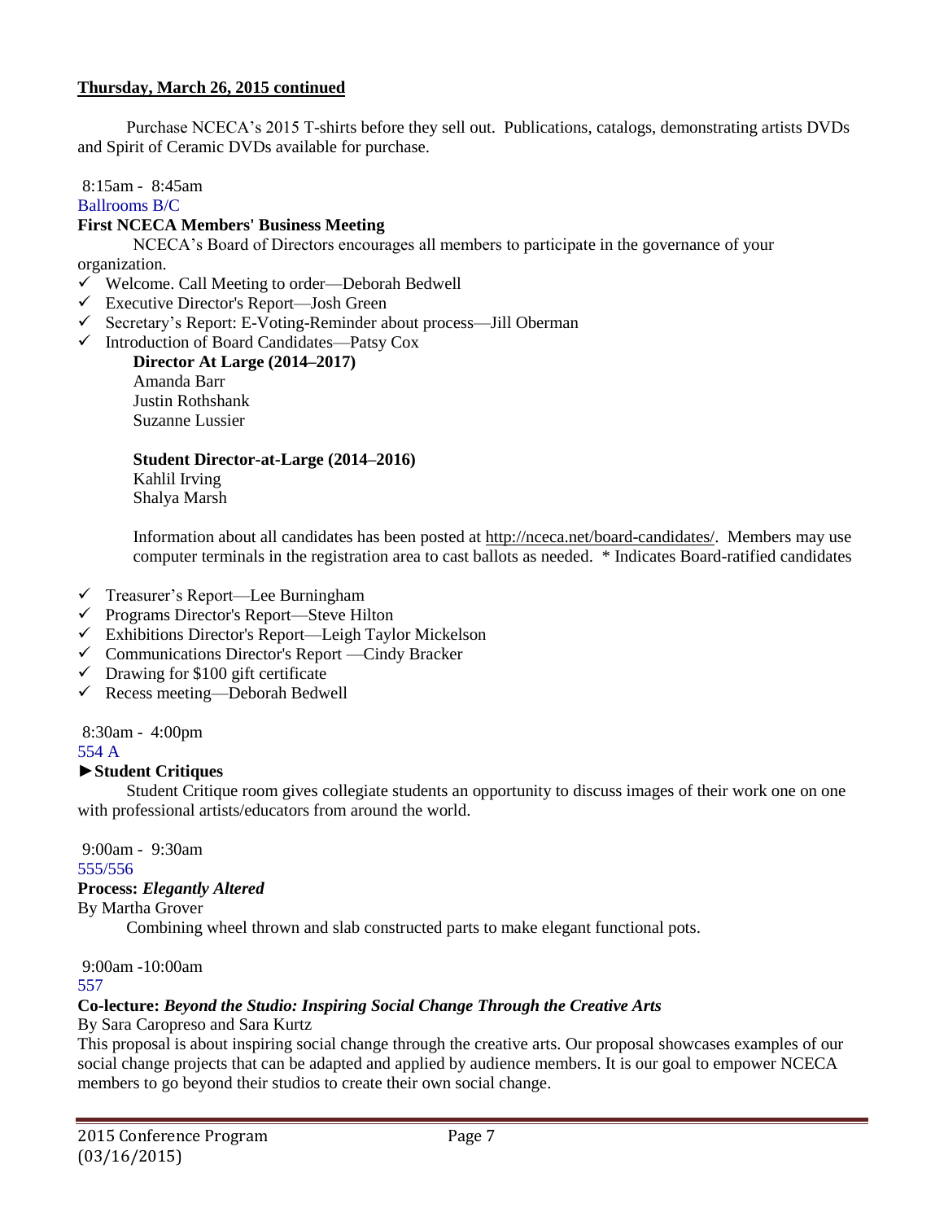**Thursday, March 26, 2015 continued**

Purchase NCECA's 2015 T-shirts before they sell out. Publications, catalogs, demonstrating artists DVDs and Spirit of Ceramic DVDs available for purchase.

8:15am - 8:45am
Ballrooms B/C

**First NCECA Members' Business Meeting**

NCECA's Board of Directors encourages all members to participate in the governance of your organization.

- ✓ Welcome. Call Meeting to order—Deborah Bedwell
- ✓ Executive Director's Report—Josh Green
- ✓ Secretary's Report: E-Voting-Reminder about process—Jill Oberman
- ✓ Introduction of Board Candidates—Patsy Cox

  **Director At Large (2014–2017)**
  Amanda Barr
  Justin Rothshank
  Suzanne Lussier

  **Student Director-at-Large (2014–2016)**
  Kahlil Irving
  Shalya Marsh

  Information about all candidates has been posted at http://nceca.net/board-candidates/. Members may use computer terminals in the registration area to cast ballots as needed. * Indicates Board-ratified candidates

- ✓ Treasurer's Report—Lee Burningham
- ✓ Programs Director's Report—Steve Hilton
- ✓ Exhibitions Director's Report—Leigh Taylor Mickelson
- ✓ Communications Director's Report —Cindy Bracker
- ✓ Drawing for $100 gift certificate
- ✓ Recess meeting—Deborah Bedwell

8:30am - 4:00pm
554 A

**►Student Critiques**

Student Critique room gives collegiate students an opportunity to discuss images of their work one on one with professional artists/educators from around the world.

9:00am - 9:30am
555/556

**Process: *Elegantly Altered***
By Martha Grover

Combining wheel thrown and slab constructed parts to make elegant functional pots.

9:00am -10:00am
557

**Co-lecture: *Beyond the Studio: Inspiring Social Change Through the Creative Arts***
By Sara Caropreso and Sara Kurtz

This proposal is about inspiring social change through the creative arts. Our proposal showcases examples of our social change projects that can be adapted and applied by audience members. It is our goal to empower NCECA members to go beyond their studios to create their own social change.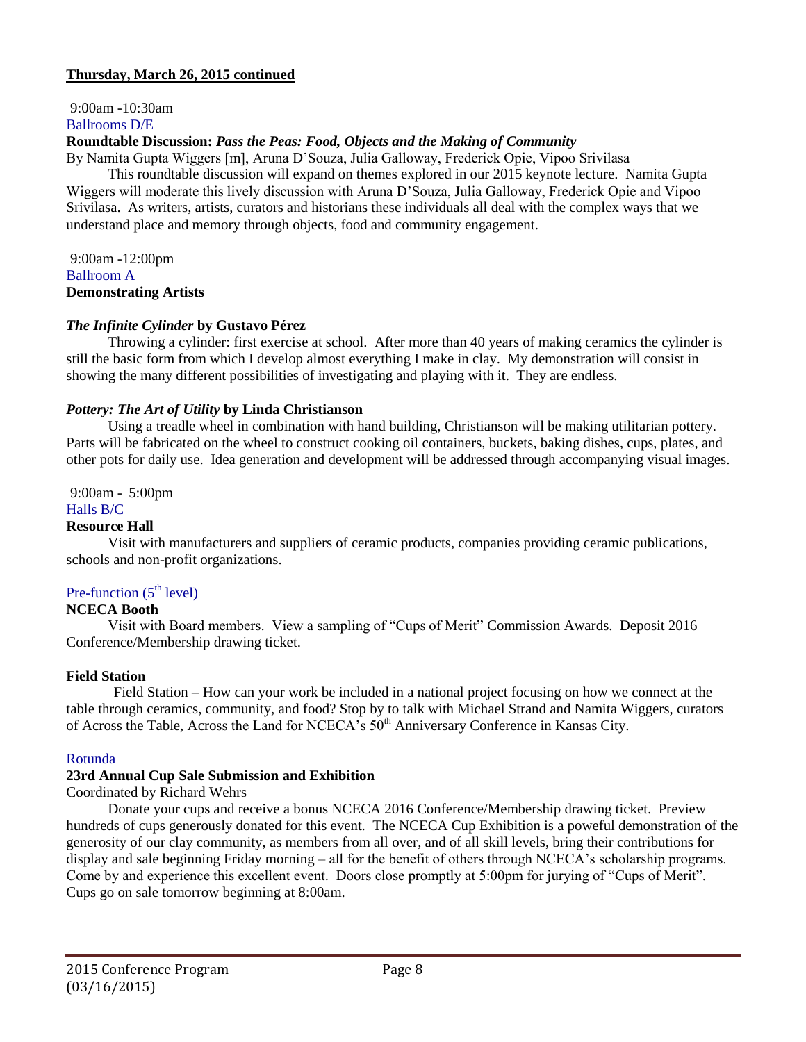**Thursday, March 26, 2015 continued**

9:00am -10:30am
Ballrooms D/E

**Roundtable Discussion:** ***Pass the Peas: Food, Objects and the Making of Community***

By Namita Gupta Wiggers [m], Aruna D'Souza, Julia Galloway, Frederick Opie, Vipoo Srivilasa

This roundtable discussion will expand on themes explored in our 2015 keynote lecture. Namita Gupta Wiggers will moderate this lively discussion with Aruna D'Souza, Julia Galloway, Frederick Opie and Vipoo Srivilasa. As writers, artists, curators and historians these individuals all deal with the complex ways that we understand place and memory through objects, food and community engagement.

9:00am -12:00pm
Ballroom A

**Demonstrating Artists**

***The Infinite Cylinder*** **by Gustavo Pérez**

Throwing a cylinder: first exercise at school. After more than 40 years of making ceramics the cylinder is still the basic form from which I develop almost everything I make in clay. My demonstration will consist in showing the many different possibilities of investigating and playing with it. They are endless.

***Pottery: The Art of Utility*** **by Linda Christianson**

Using a treadle wheel in combination with hand building, Christianson will be making utilitarian pottery. Parts will be fabricated on the wheel to construct cooking oil containers, buckets, baking dishes, cups, plates, and other pots for daily use. Idea generation and development will be addressed through accompanying visual images.

9:00am - 5:00pm
Halls B/C

**Resource Hall**

Visit with manufacturers and suppliers of ceramic products, companies providing ceramic publications, schools and non-profit organizations.

Pre-function (5th level)

**NCECA Booth**

Visit with Board members. View a sampling of "Cups of Merit" Commission Awards. Deposit 2016 Conference/Membership drawing ticket.

**Field Station**

Field Station – How can your work be included in a national project focusing on how we connect at the table through ceramics, community, and food? Stop by to talk with Michael Strand and Namita Wiggers, curators of Across the Table, Across the Land for NCECA's 50th Anniversary Conference in Kansas City.

Rotunda

**23rd Annual Cup Sale Submission and Exhibition**

Coordinated by Richard Wehrs

Donate your cups and receive a bonus NCECA 2016 Conference/Membership drawing ticket. Preview hundreds of cups generously donated for this event. The NCECA Cup Exhibition is a poweful demonstration of the generosity of our clay community, as members from all over, and of all skill levels, bring their contributions for display and sale beginning Friday morning – all for the benefit of others through NCECA's scholarship programs. Come by and experience this excellent event. Doors close promptly at 5:00pm for jurying of "Cups of Merit". Cups go on sale tomorrow beginning at 8:00am.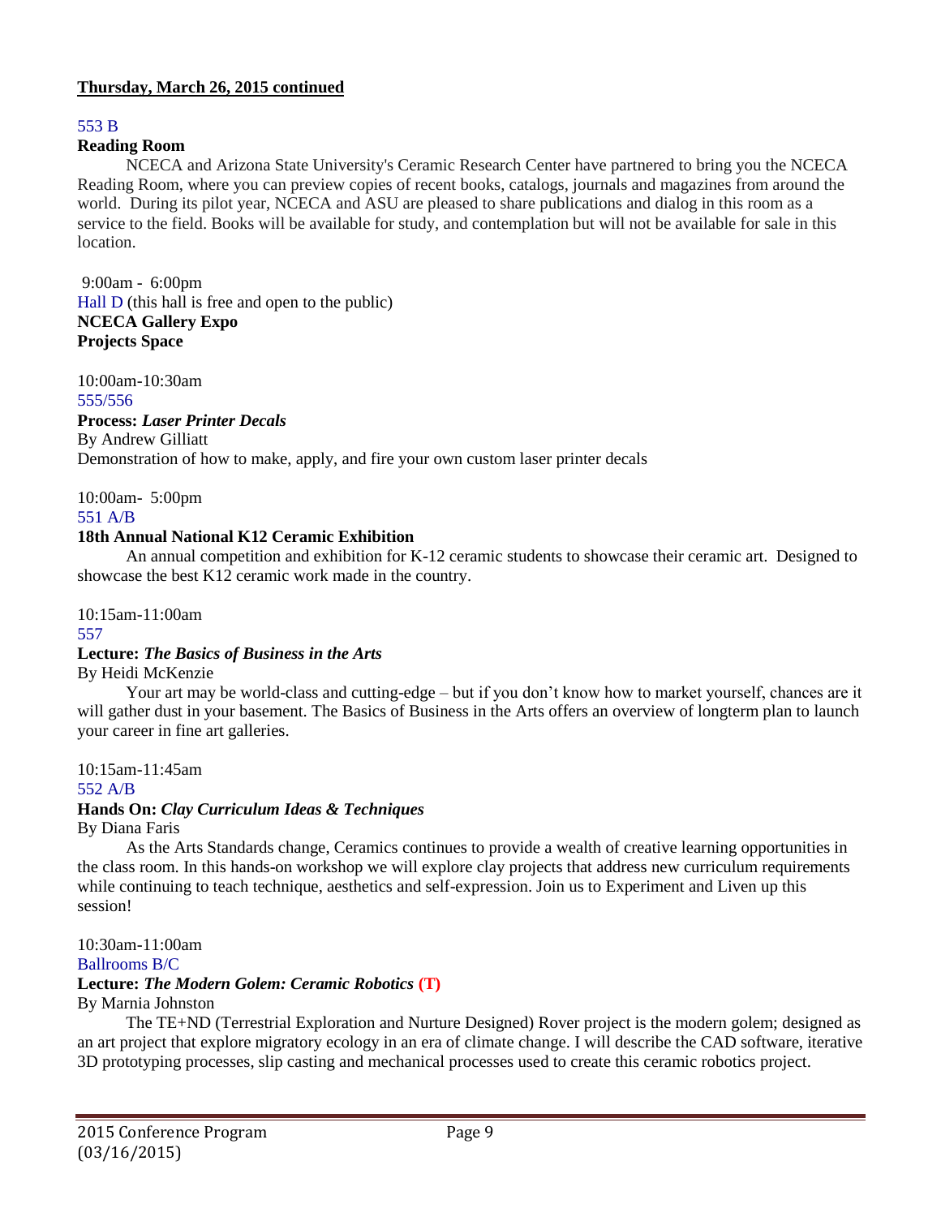**Thursday, March 26, 2015 continued**

553 B

**Reading Room**

NCECA and Arizona State University's Ceramic Research Center have partnered to bring you the NCECA Reading Room, where you can preview copies of recent books, catalogs, journals and magazines from around the world. During its pilot year, NCECA and ASU are pleased to share publications and dialog in this room as a service to the field. Books will be available for study, and contemplation but will not be available for sale in this location.

9:00am - 6:00pm

Hall D (this hall is free and open to the public)

**NCECA Gallery Expo**

**Projects Space**

10:00am-10:30am

555/556

**Process: *Laser Printer Decals***

By Andrew Gilliatt

Demonstration of how to make, apply, and fire your own custom laser printer decals

10:00am- 5:00pm

551 A/B

**18th Annual National K12 Ceramic Exhibition**

An annual competition and exhibition for K-12 ceramic students to showcase their ceramic art. Designed to showcase the best K12 ceramic work made in the country.

10:15am-11:00am

557

**Lecture: *The Basics of Business in the Arts***

By Heidi McKenzie

Your art may be world-class and cutting-edge – but if you don't know how to market yourself, chances are it will gather dust in your basement. The Basics of Business in the Arts offers an overview of longterm plan to launch your career in fine art galleries.

10:15am-11:45am

552 A/B

**Hands On: *Clay Curriculum Ideas & Techniques***

By Diana Faris

As the Arts Standards change, Ceramics continues to provide a wealth of creative learning opportunities in the class room. In this hands-on workshop we will explore clay projects that address new curriculum requirements while continuing to teach technique, aesthetics and self-expression. Join us to Experiment and Liven up this session!

10:30am-11:00am

Ballrooms B/C

**Lecture: *The Modern Golem: Ceramic Robotics* (T)**

By Marnia Johnston

The TE+ND (Terrestrial Exploration and Nurture Designed) Rover project is the modern golem; designed as an art project that explore migratory ecology in an era of climate change. I will describe the CAD software, iterative 3D prototyping processes, slip casting and mechanical processes used to create this ceramic robotics project.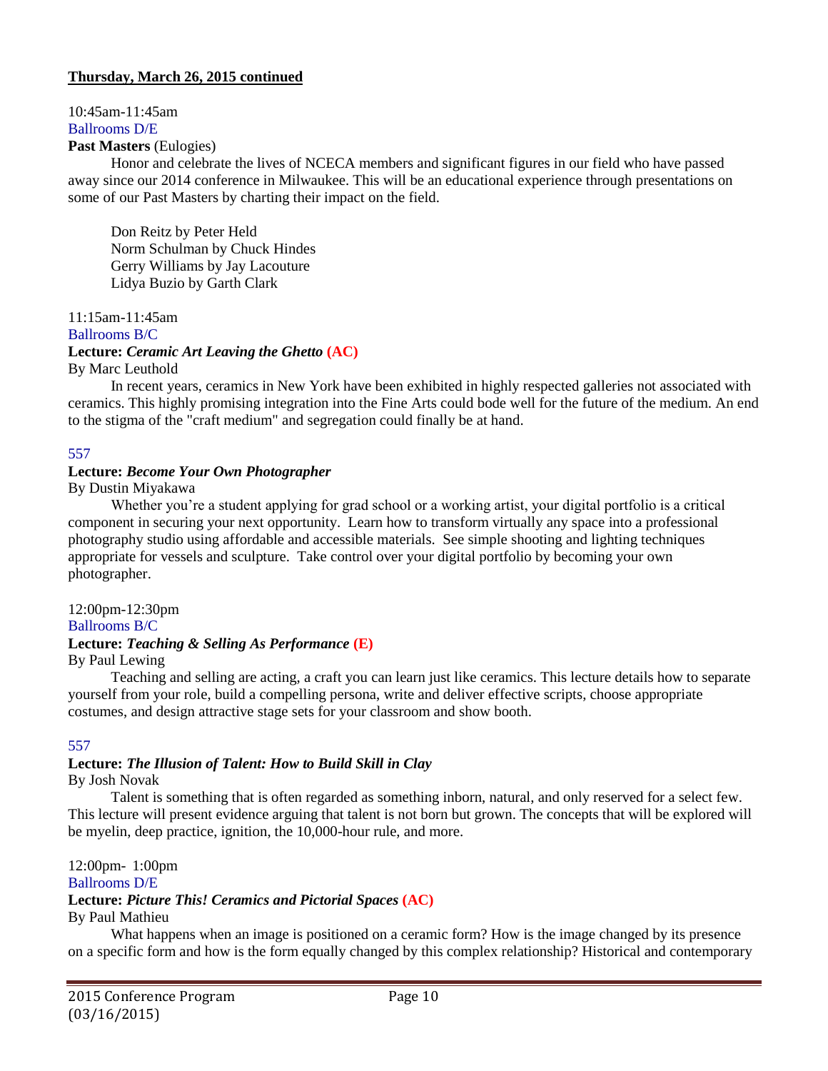**Thursday, March 26, 2015 continued**

10:45am-11:45am
Ballrooms D/E
**Past Masters** (Eulogies)

Honor and celebrate the lives of NCECA members and significant figures in our field who have passed away since our 2014 conference in Milwaukee. This will be an educational experience through presentations on some of our Past Masters by charting their impact on the field.

Don Reitz by Peter Held
Norm Schulman by Chuck Hindes
Gerry Williams by Jay Lacouture
Lidya Buzio by Garth Clark

11:15am-11:45am
Ballrooms B/C
**Lecture: *Ceramic Art Leaving the Ghetto* (AC)**
By Marc Leuthold

In recent years, ceramics in New York have been exhibited in highly respected galleries not associated with ceramics. This highly promising integration into the Fine Arts could bode well for the future of the medium. An end to the stigma of the "craft medium" and segregation could finally be at hand.

557
**Lecture: *Become Your Own Photographer***
By Dustin Miyakawa

Whether you're a student applying for grad school or a working artist, your digital portfolio is a critical component in securing your next opportunity. Learn how to transform virtually any space into a professional photography studio using affordable and accessible materials. See simple shooting and lighting techniques appropriate for vessels and sculpture. Take control over your digital portfolio by becoming your own photographer.

12:00pm-12:30pm
Ballrooms B/C
**Lecture: *Teaching & Selling As Performance* (E)**
By Paul Lewing

Teaching and selling are acting, a craft you can learn just like ceramics. This lecture details how to separate yourself from your role, build a compelling persona, write and deliver effective scripts, choose appropriate costumes, and design attractive stage sets for your classroom and show booth.

557
**Lecture: *The Illusion of Talent: How to Build Skill in Clay***
By Josh Novak

Talent is something that is often regarded as something inborn, natural, and only reserved for a select few. This lecture will present evidence arguing that talent is not born but grown. The concepts that will be explored will be myelin, deep practice, ignition, the 10,000-hour rule, and more.

12:00pm- 1:00pm
Ballrooms D/E
**Lecture: *Picture This! Ceramics and Pictorial Spaces* (AC)**
By Paul Mathieu

What happens when an image is positioned on a ceramic form? How is the image changed by its presence on a specific form and how is the form equally changed by this complex relationship? Historical and contemporary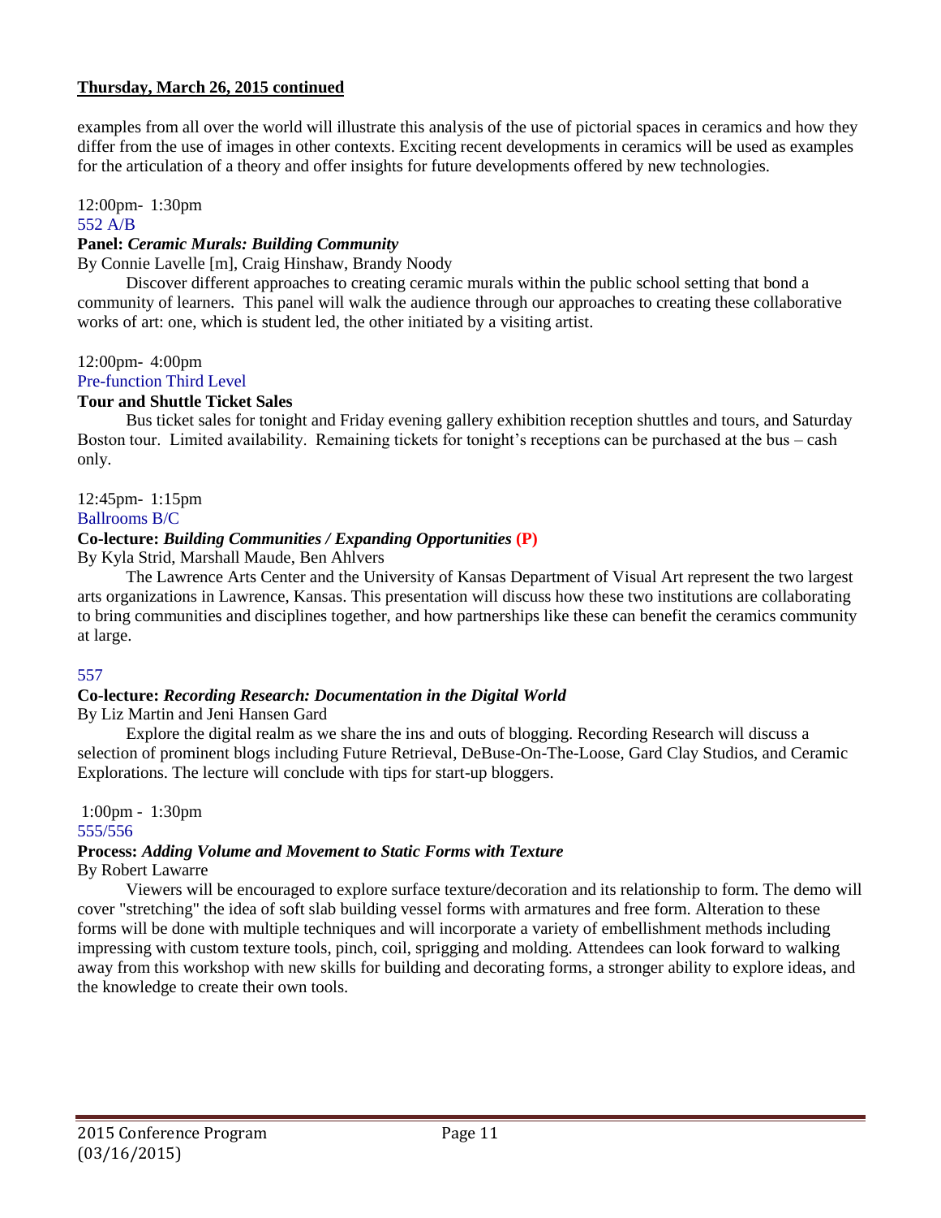**Thursday, March 26, 2015 continued**

examples from all over the world will illustrate this analysis of the use of pictorial spaces in ceramics and how they differ from the use of images in other contexts. Exciting recent developments in ceramics will be used as examples for the articulation of a theory and offer insights for future developments offered by new technologies.

12:00pm- 1:30pm
552 A/B

**Panel:** ***Ceramic Murals: Building Community***

By Connie Lavelle [m], Craig Hinshaw, Brandy Noody

Discover different approaches to creating ceramic murals within the public school setting that bond a community of learners. This panel will walk the audience through our approaches to creating these collaborative works of art: one, which is student led, the other initiated by a visiting artist.

12:00pm- 4:00pm
Pre-function Third Level

**Tour and Shuttle Ticket Sales**

Bus ticket sales for tonight and Friday evening gallery exhibition reception shuttles and tours, and Saturday Boston tour. Limited availability. Remaining tickets for tonight's receptions can be purchased at the bus – cash only.

12:45pm- 1:15pm
Ballrooms B/C

**Co-lecture:** ***Building Communities / Expanding Opportunities*** **(P)**

By Kyla Strid, Marshall Maude, Ben Ahlvers

The Lawrence Arts Center and the University of Kansas Department of Visual Art represent the two largest arts organizations in Lawrence, Kansas. This presentation will discuss how these two institutions are collaborating to bring communities and disciplines together, and how partnerships like these can benefit the ceramics community at large.

557

**Co-lecture:** ***Recording Research: Documentation in the Digital World***

By Liz Martin and Jeni Hansen Gard

Explore the digital realm as we share the ins and outs of blogging. Recording Research will discuss a selection of prominent blogs including Future Retrieval, DeBuse-On-The-Loose, Gard Clay Studios, and Ceramic Explorations. The lecture will conclude with tips for start-up bloggers.

1:00pm - 1:30pm
555/556

**Process:** ***Adding Volume and Movement to Static Forms with Texture***

By Robert Lawarre

Viewers will be encouraged to explore surface texture/decoration and its relationship to form. The demo will cover "stretching" the idea of soft slab building vessel forms with armatures and free form. Alteration to these forms will be done with multiple techniques and will incorporate a variety of embellishment methods including impressing with custom texture tools, pinch, coil, sprigging and molding. Attendees can look forward to walking away from this workshop with new skills for building and decorating forms, a stronger ability to explore ideas, and the knowledge to create their own tools.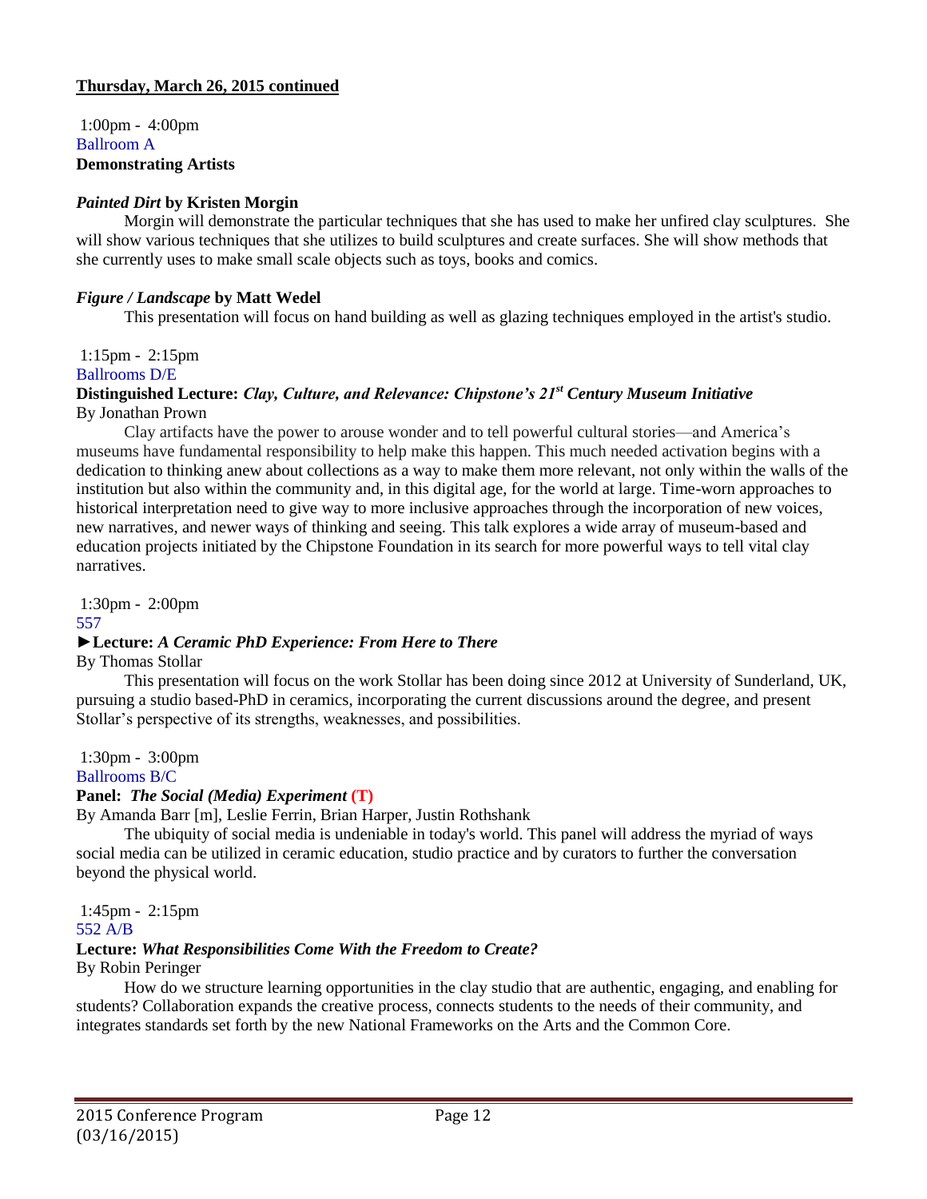**Thursday, March 26, 2015 continued**

1:00pm - 4:00pm
Ballroom A
**Demonstrating Artists**

***Painted Dirt*** **by Kristen Morgin**

Morgin will demonstrate the particular techniques that she has used to make her unfired clay sculptures. She will show various techniques that she utilizes to build sculptures and create surfaces. She will show methods that she currently uses to make small scale objects such as toys, books and comics.

***Figure / Landscape*** **by Matt Wedel**

This presentation will focus on hand building as well as glazing techniques employed in the artist's studio.

1:15pm - 2:15pm
Ballrooms D/E
**Distinguished Lecture:** ***Clay, Culture, and Relevance: Chipstone's 21st Century Museum Initiative***
By Jonathan Prown

Clay artifacts have the power to arouse wonder and to tell powerful cultural stories—and America's museums have fundamental responsibility to help make this happen. This much needed activation begins with a dedication to thinking anew about collections as a way to make them more relevant, not only within the walls of the institution but also within the community and, in this digital age, for the world at large. Time-worn approaches to historical interpretation need to give way to more inclusive approaches through the incorporation of new voices, new narratives, and newer ways of thinking and seeing. This talk explores a wide array of museum-based and education projects initiated by the Chipstone Foundation in its search for more powerful ways to tell vital clay narratives.

1:30pm - 2:00pm
557
►**Lecture:** ***A Ceramic PhD Experience: From Here to There***
By Thomas Stollar

This presentation will focus on the work Stollar has been doing since 2012 at University of Sunderland, UK, pursuing a studio based-PhD in ceramics, incorporating the current discussions around the degree, and present Stollar's perspective of its strengths, weaknesses, and possibilities.

1:30pm - 3:00pm
Ballrooms B/C
**Panel:** ***The Social (Media) Experiment*** **(T)**
By Amanda Barr [m], Leslie Ferrin, Brian Harper, Justin Rothshank

The ubiquity of social media is undeniable in today's world. This panel will address the myriad of ways social media can be utilized in ceramic education, studio practice and by curators to further the conversation beyond the physical world.

1:45pm - 2:15pm
552 A/B
**Lecture:** ***What Responsibilities Come With the Freedom to Create?***
By Robin Peringer

How do we structure learning opportunities in the clay studio that are authentic, engaging, and enabling for students? Collaboration expands the creative process, connects students to the needs of their community, and integrates standards set forth by the new National Frameworks on the Arts and the Common Core.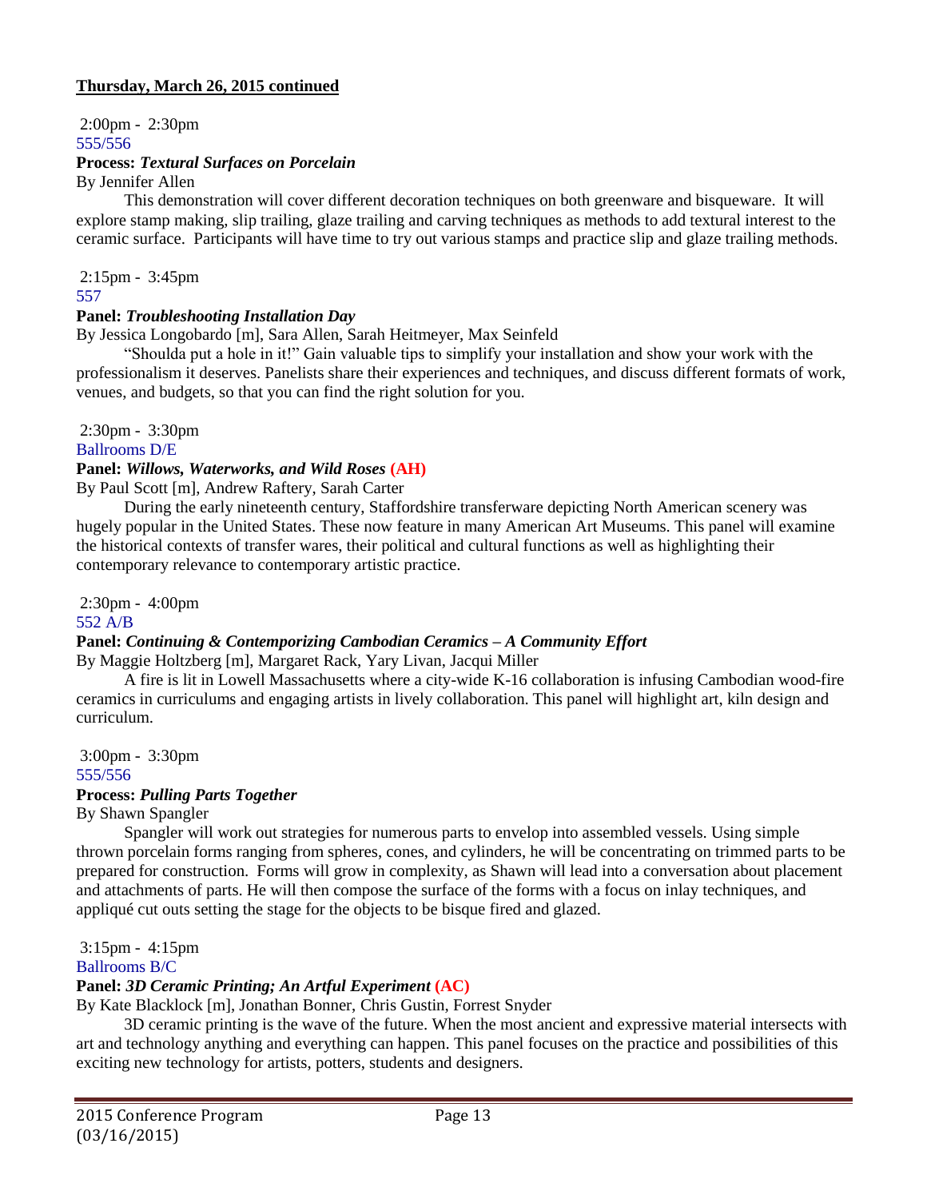**Thursday, March 26, 2015 continued**

2:00pm - 2:30pm
555/556
**Process:** ***Textural Surfaces on Porcelain***
By Jennifer Allen

This demonstration will cover different decoration techniques on both greenware and bisqueware. It will explore stamp making, slip trailing, glaze trailing and carving techniques as methods to add textural interest to the ceramic surface. Participants will have time to try out various stamps and practice slip and glaze trailing methods.

2:15pm - 3:45pm
557
**Panel:** ***Troubleshooting Installation Day***
By Jessica Longobardo [m], Sara Allen, Sarah Heitmeyer, Max Seinfeld

"Shoulda put a hole in it!" Gain valuable tips to simplify your installation and show your work with the professionalism it deserves. Panelists share their experiences and techniques, and discuss different formats of work, venues, and budgets, so that you can find the right solution for you.

2:30pm - 3:30pm
Ballrooms D/E
**Panel:** ***Willows, Waterworks, and Wild Roses*** **(AH)**
By Paul Scott [m], Andrew Raftery, Sarah Carter

During the early nineteenth century, Staffordshire transferware depicting North American scenery was hugely popular in the United States. These now feature in many American Art Museums. This panel will examine the historical contexts of transfer wares, their political and cultural functions as well as highlighting their contemporary relevance to contemporary artistic practice.

2:30pm - 4:00pm
552 A/B
**Panel:** ***Continuing & Contemporizing Cambodian Ceramics – A Community Effort***
By Maggie Holtzberg [m], Margaret Rack, Yary Livan, Jacqui Miller

A fire is lit in Lowell Massachusetts where a city-wide K-16 collaboration is infusing Cambodian wood-fire ceramics in curriculums and engaging artists in lively collaboration. This panel will highlight art, kiln design and curriculum.

3:00pm - 3:30pm
555/556
**Process:** ***Pulling Parts Together***
By Shawn Spangler

Spangler will work out strategies for numerous parts to envelop into assembled vessels. Using simple thrown porcelain forms ranging from spheres, cones, and cylinders, he will be concentrating on trimmed parts to be prepared for construction. Forms will grow in complexity, as Shawn will lead into a conversation about placement and attachments of parts. He will then compose the surface of the forms with a focus on inlay techniques, and appliqué cut outs setting the stage for the objects to be bisque fired and glazed.

3:15pm - 4:15pm
Ballrooms B/C
**Panel:** ***3D Ceramic Printing; An Artful Experiment*** **(AC)**
By Kate Blacklock [m], Jonathan Bonner, Chris Gustin, Forrest Snyder

3D ceramic printing is the wave of the future. When the most ancient and expressive material intersects with art and technology anything and everything can happen. This panel focuses on the practice and possibilities of this exciting new technology for artists, potters, students and designers.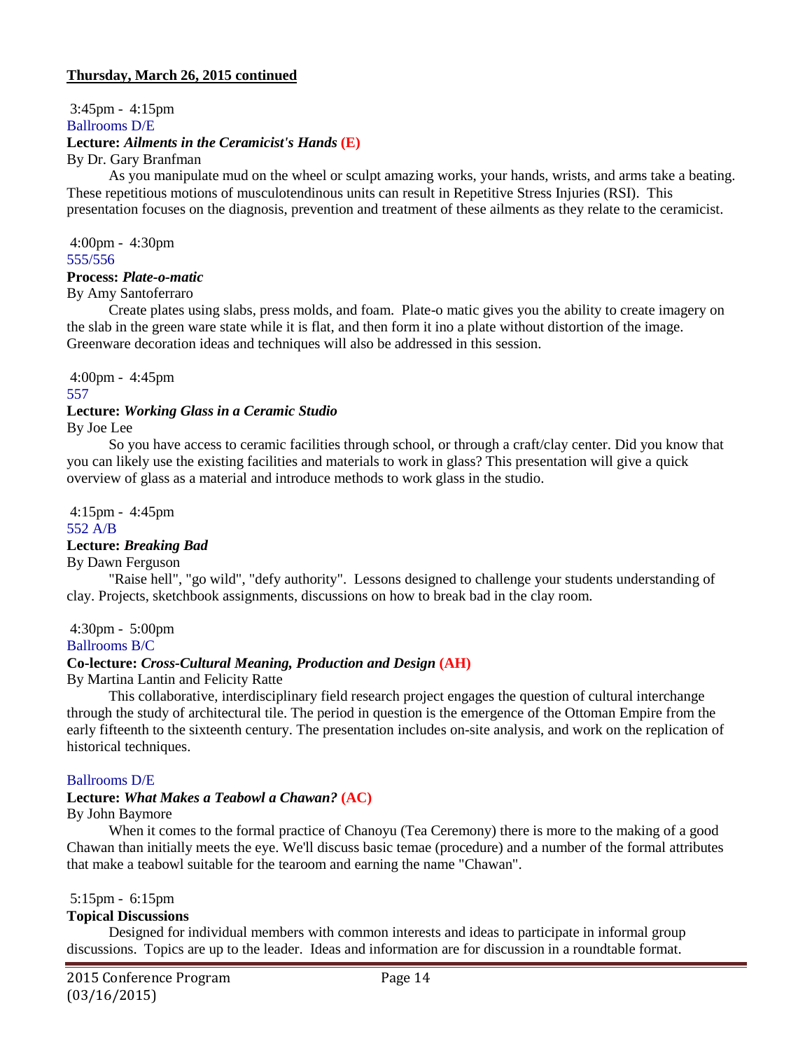**Thursday, March 26, 2015 continued**

3:45pm - 4:15pm
Ballrooms D/E
**Lecture: *Ailments in the Ceramicist's Hands* (E)**
By Dr. Gary Branfman

As you manipulate mud on the wheel or sculpt amazing works, your hands, wrists, and arms take a beating. These repetitious motions of musculotendinous units can result in Repetitive Stress Injuries (RSI). This presentation focuses on the diagnosis, prevention and treatment of these ailments as they relate to the ceramicist.

4:00pm - 4:30pm
555/556
**Process: *Plate-o-matic***
By Amy Santoferraro

Create plates using slabs, press molds, and foam. Plate-o matic gives you the ability to create imagery on the slab in the green ware state while it is flat, and then form it ino a plate without distortion of the image. Greenware decoration ideas and techniques will also be addressed in this session.

4:00pm - 4:45pm
557
**Lecture: *Working Glass in a Ceramic Studio***
By Joe Lee

So you have access to ceramic facilities through school, or through a craft/clay center. Did you know that you can likely use the existing facilities and materials to work in glass? This presentation will give a quick overview of glass as a material and introduce methods to work glass in the studio.

4:15pm - 4:45pm
552 A/B
**Lecture: *Breaking Bad***
By Dawn Ferguson

"Raise hell", "go wild", "defy authority". Lessons designed to challenge your students understanding of clay. Projects, sketchbook assignments, discussions on how to break bad in the clay room.

4:30pm - 5:00pm
Ballrooms B/C
**Co-lecture: *Cross-Cultural Meaning, Production and Design* (AH)**
By Martina Lantin and Felicity Ratte

This collaborative, interdisciplinary field research project engages the question of cultural interchange through the study of architectural tile. The period in question is the emergence of the Ottoman Empire from the early fifteenth to the sixteenth century. The presentation includes on-site analysis, and work on the replication of historical techniques.

Ballrooms D/E
**Lecture: *What Makes a Teabowl a Chawan?* (AC)**
By John Baymore

When it comes to the formal practice of Chanoyu (Tea Ceremony) there is more to the making of a good Chawan than initially meets the eye. We'll discuss basic temae (procedure) and a number of the formal attributes that make a teabowl suitable for the tearoom and earning the name "Chawan".

5:15pm - 6:15pm
**Topical Discussions**

Designed for individual members with common interests and ideas to participate in informal group discussions. Topics are up to the leader. Ideas and information are for discussion in a roundtable format.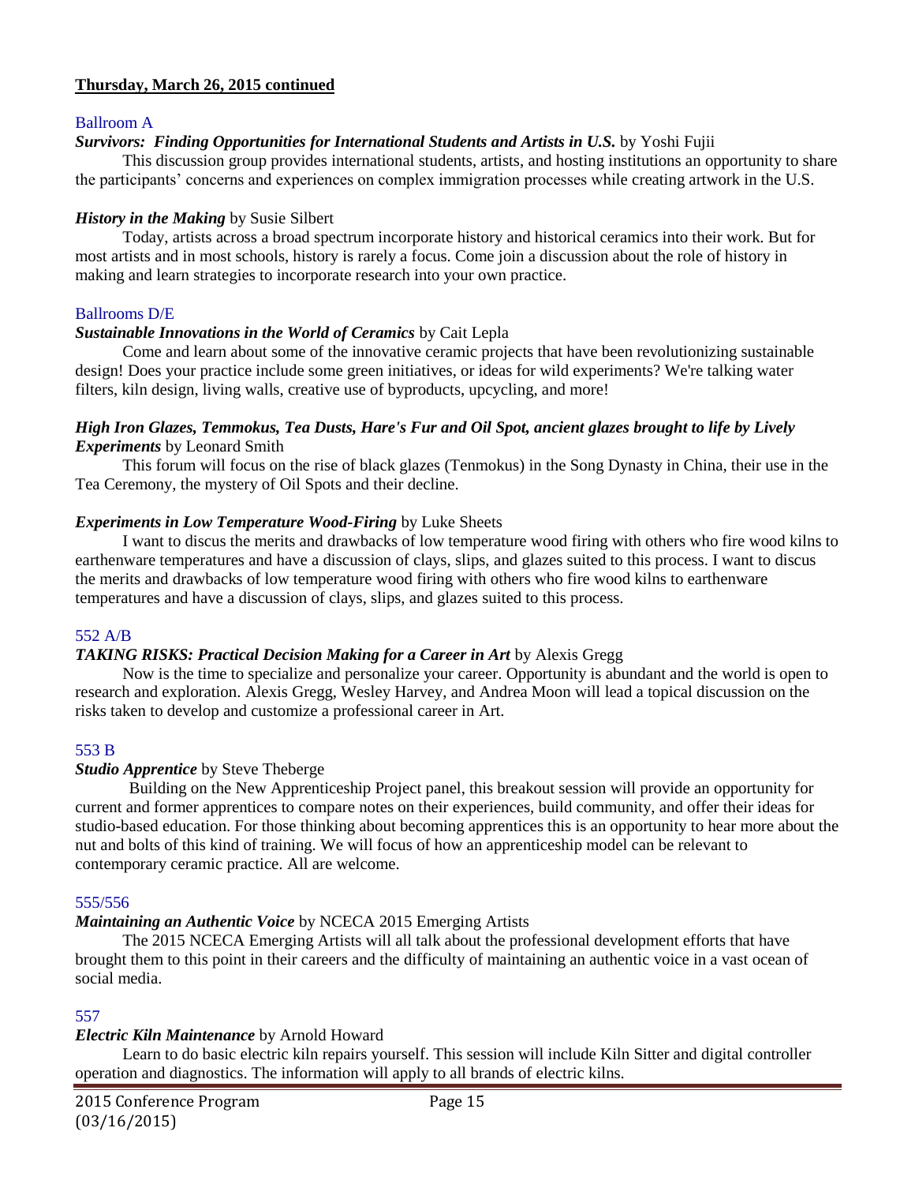**Thursday, March 26, 2015 continued**

Ballroom A

***Survivors: Finding Opportunities for International Students and Artists in U.S.*** by Yoshi Fujii

This discussion group provides international students, artists, and hosting institutions an opportunity to share the participants' concerns and experiences on complex immigration processes while creating artwork in the U.S.

***History in the Making*** by Susie Silbert

Today, artists across a broad spectrum incorporate history and historical ceramics into their work. But for most artists and in most schools, history is rarely a focus. Come join a discussion about the role of history in making and learn strategies to incorporate research into your own practice.

Ballrooms D/E

***Sustainable Innovations in the World of Ceramics*** by Cait Lepla

Come and learn about some of the innovative ceramic projects that have been revolutionizing sustainable design! Does your practice include some green initiatives, or ideas for wild experiments? We're talking water filters, kiln design, living walls, creative use of byproducts, upcycling, and more!

***High Iron Glazes, Temmokus, Tea Dusts, Hare's Fur and Oil Spot, ancient glazes brought to life by Lively Experiments*** by Leonard Smith

This forum will focus on the rise of black glazes (Tenmokus) in the Song Dynasty in China, their use in the Tea Ceremony, the mystery of Oil Spots and their decline.

***Experiments in Low Temperature Wood-Firing*** by Luke Sheets

I want to discus the merits and drawbacks of low temperature wood firing with others who fire wood kilns to earthenware temperatures and have a discussion of clays, slips, and glazes suited to this process. I want to discus the merits and drawbacks of low temperature wood firing with others who fire wood kilns to earthenware temperatures and have a discussion of clays, slips, and glazes suited to this process.

552 A/B

***TAKING RISKS: Practical Decision Making for a Career in Art*** by Alexis Gregg

Now is the time to specialize and personalize your career. Opportunity is abundant and the world is open to research and exploration. Alexis Gregg, Wesley Harvey, and Andrea Moon will lead a topical discussion on the risks taken to develop and customize a professional career in Art.

553 B

***Studio Apprentice*** by Steve Theberge

Building on the New Apprenticeship Project panel, this breakout session will provide an opportunity for current and former apprentices to compare notes on their experiences, build community, and offer their ideas for studio-based education. For those thinking about becoming apprentices this is an opportunity to hear more about the nut and bolts of this kind of training. We will focus of how an apprenticeship model can be relevant to contemporary ceramic practice. All are welcome.

555/556

***Maintaining an Authentic Voice*** by NCECA 2015 Emerging Artists

The 2015 NCECA Emerging Artists will all talk about the professional development efforts that have brought them to this point in their careers and the difficulty of maintaining an authentic voice in a vast ocean of social media.

557

***Electric Kiln Maintenance*** by Arnold Howard

Learn to do basic electric kiln repairs yourself. This session will include Kiln Sitter and digital controller operation and diagnostics. The information will apply to all brands of electric kilns.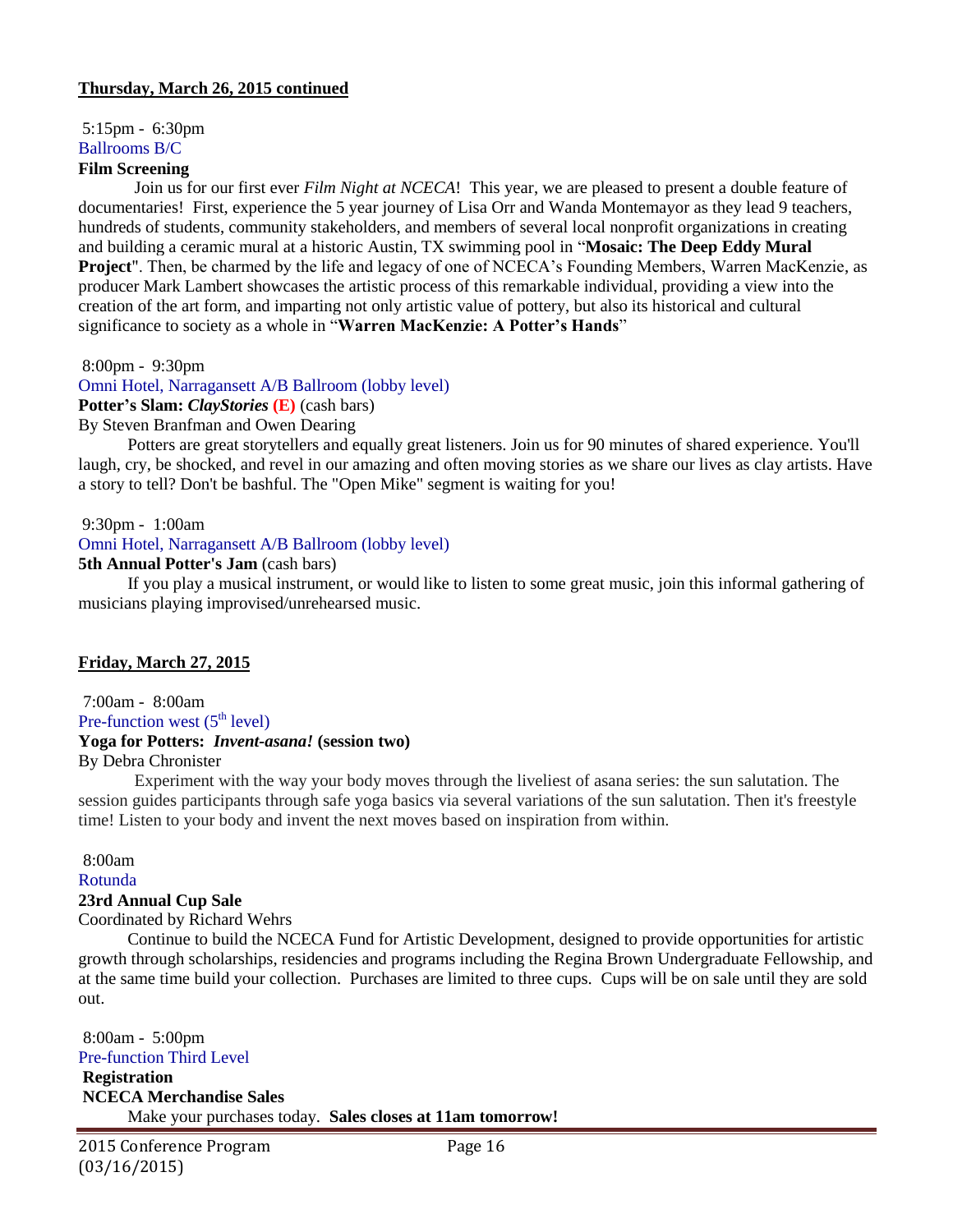## Thursday, March 26, 2015 continued

5:15pm - 6:30pm
Ballrooms B/C
**Film Screening**

Join us for our first ever *Film Night at NCECA*! This year, we are pleased to present a double feature of documentaries! First, experience the 5 year journey of Lisa Orr and Wanda Montemayor as they lead 9 teachers, hundreds of students, community stakeholders, and members of several local nonprofit organizations in creating and building a ceramic mural at a historic Austin, TX swimming pool in "**Mosaic: The Deep Eddy Mural Project**". Then, be charmed by the life and legacy of one of NCECA's Founding Members, Warren MacKenzie, as producer Mark Lambert showcases the artistic process of this remarkable individual, providing a view into the creation of the art form, and imparting not only artistic value of pottery, but also its historical and cultural significance to society as a whole in "**Warren MacKenzie: A Potter's Hands**"

8:00pm - 9:30pm
Omni Hotel, Narragansett A/B Ballroom (lobby level)
**Potter's Slam: *ClayStories* (E)** (cash bars)
By Steven Branfman and Owen Dearing

Potters are great storytellers and equally great listeners. Join us for 90 minutes of shared experience. You'll laugh, cry, be shocked, and revel in our amazing and often moving stories as we share our lives as clay artists. Have a story to tell? Don't be bashful. The "Open Mike" segment is waiting for you!

9:30pm - 1:00am
Omni Hotel, Narragansett A/B Ballroom (lobby level)
**5th Annual Potter's Jam** (cash bars)

If you play a musical instrument, or would like to listen to some great music, join this informal gathering of musicians playing improvised/unrehearsed music.

## Friday, March 27, 2015

7:00am - 8:00am
Pre-function west (5th level)
**Yoga for Potters: *Invent-asana!* (session two)**
By Debra Chronister

Experiment with the way your body moves through the liveliest of asana series: the sun salutation. The session guides participants through safe yoga basics via several variations of the sun salutation. Then it's freestyle time! Listen to your body and invent the next moves based on inspiration from within.

8:00am
Rotunda
**23rd Annual Cup Sale**
Coordinated by Richard Wehrs

Continue to build the NCECA Fund for Artistic Development, designed to provide opportunities for artistic growth through scholarships, residencies and programs including the Regina Brown Undergraduate Fellowship, and at the same time build your collection. Purchases are limited to three cups. Cups will be on sale until they are sold out.

8:00am - 5:00pm
Pre-function Third Level
**Registration**
**NCECA Merchandise Sales**

Make your purchases today. **Sales closes at 11am tomorrow!**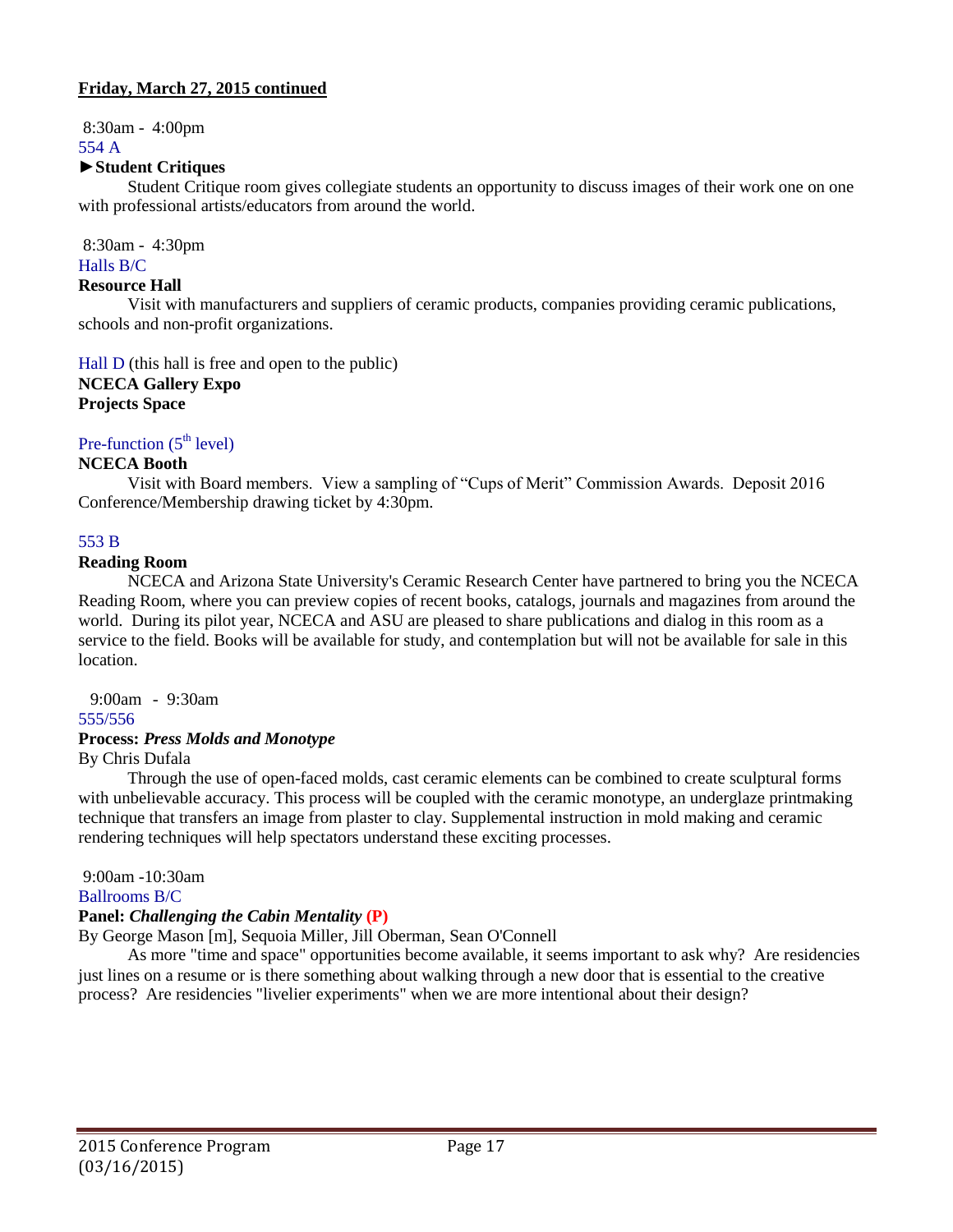**Friday, March 27, 2015 continued**

8:30am - 4:00pm
554 A
**►Student Critiques**

Student Critique room gives collegiate students an opportunity to discuss images of their work one on one with professional artists/educators from around the world.

8:30am - 4:30pm
Halls B/C
**Resource Hall**

Visit with manufacturers and suppliers of ceramic products, companies providing ceramic publications, schools and non-profit organizations.

Hall D (this hall is free and open to the public)
**NCECA Gallery Expo**
**Projects Space**

Pre-function (5th level)
**NCECA Booth**

Visit with Board members. View a sampling of "Cups of Merit" Commission Awards. Deposit 2016 Conference/Membership drawing ticket by 4:30pm.

553 B
**Reading Room**

NCECA and Arizona State University's Ceramic Research Center have partnered to bring you the NCECA Reading Room, where you can preview copies of recent books, catalogs, journals and magazines from around the world. During its pilot year, NCECA and ASU are pleased to share publications and dialog in this room as a service to the field. Books will be available for study, and contemplation but will not be available for sale in this location.

9:00am - 9:30am
555/556
**Process: *Press Molds and Monotype***
By Chris Dufala

Through the use of open-faced molds, cast ceramic elements can be combined to create sculptural forms with unbelievable accuracy. This process will be coupled with the ceramic monotype, an underglaze printmaking technique that transfers an image from plaster to clay. Supplemental instruction in mold making and ceramic rendering techniques will help spectators understand these exciting processes.

9:00am -10:30am
Ballrooms B/C
**Panel: *Challenging the Cabin Mentality* (P)**
By George Mason [m], Sequoia Miller, Jill Oberman, Sean O'Connell

As more "time and space" opportunities become available, it seems important to ask why? Are residencies just lines on a resume or is there something about walking through a new door that is essential to the creative process? Are residencies "livelier experiments" when we are more intentional about their design?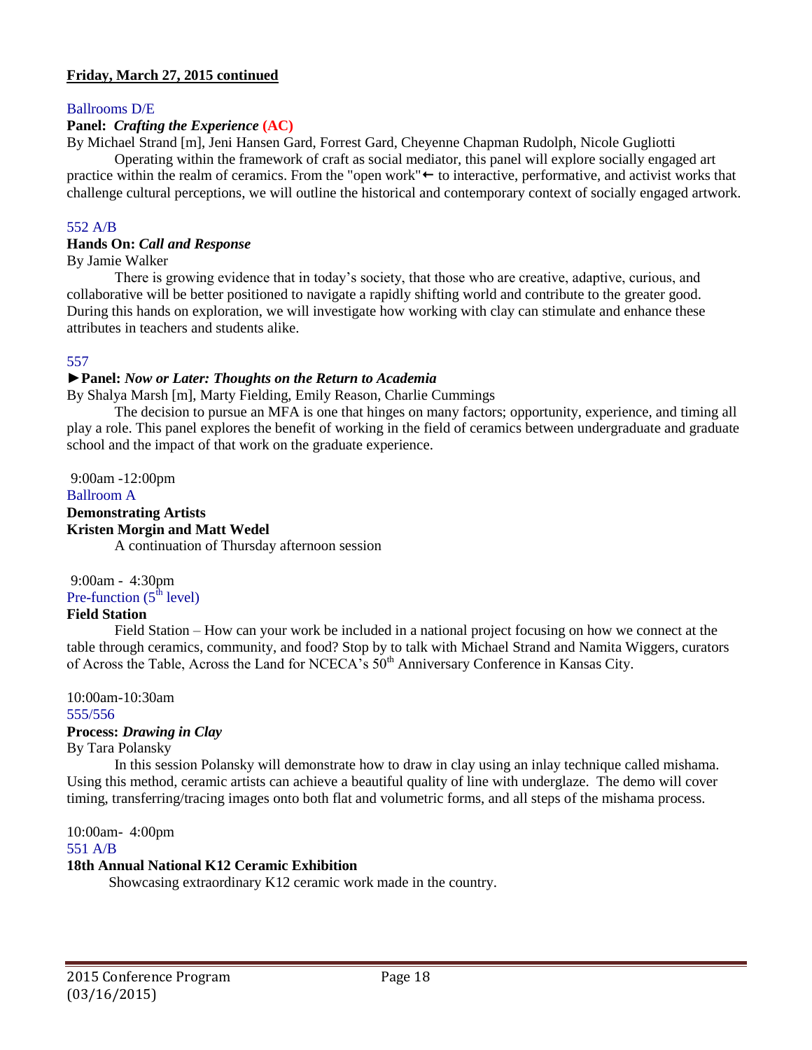**Friday, March 27, 2015 continued**

Ballrooms D/E

**Panel:** ***Crafting the Experience*** **(AC)**

By Michael Strand [m], Jeni Hansen Gard, Forrest Gard, Cheyenne Chapman Rudolph, Nicole Gugliotti

Operating within the framework of craft as social mediator, this panel will explore socially engaged art practice within the realm of ceramics. From the "open work"← to interactive, performative, and activist works that challenge cultural perceptions, we will outline the historical and contemporary context of socially engaged artwork.

552 A/B

**Hands On:** ***Call and Response***

By Jamie Walker

There is growing evidence that in today's society, that those who are creative, adaptive, curious, and collaborative will be better positioned to navigate a rapidly shifting world and contribute to the greater good. During this hands on exploration, we will investigate how working with clay can stimulate and enhance these attributes in teachers and students alike.

557

**►Panel:** ***Now or Later: Thoughts on the Return to Academia***

By Shalya Marsh [m], Marty Fielding, Emily Reason, Charlie Cummings

The decision to pursue an MFA is one that hinges on many factors; opportunity, experience, and timing all play a role. This panel explores the benefit of working in the field of ceramics between undergraduate and graduate school and the impact of that work on the graduate experience.

9:00am -12:00pm

Ballroom A

**Demonstrating Artists**

**Kristen Morgin and Matt Wedel**

A continuation of Thursday afternoon session

9:00am - 4:30pm

Pre-function (5th level)

**Field Station**

Field Station – How can your work be included in a national project focusing on how we connect at the table through ceramics, community, and food? Stop by to talk with Michael Strand and Namita Wiggers, curators of Across the Table, Across the Land for NCECA's 50th Anniversary Conference in Kansas City.

10:00am-10:30am

555/556

**Process:** ***Drawing in Clay***

By Tara Polansky

In this session Polansky will demonstrate how to draw in clay using an inlay technique called mishama. Using this method, ceramic artists can achieve a beautiful quality of line with underglaze. The demo will cover timing, transferring/tracing images onto both flat and volumetric forms, and all steps of the mishama process.

10:00am- 4:00pm

551 A/B

**18th Annual National K12 Ceramic Exhibition**

Showcasing extraordinary K12 ceramic work made in the country.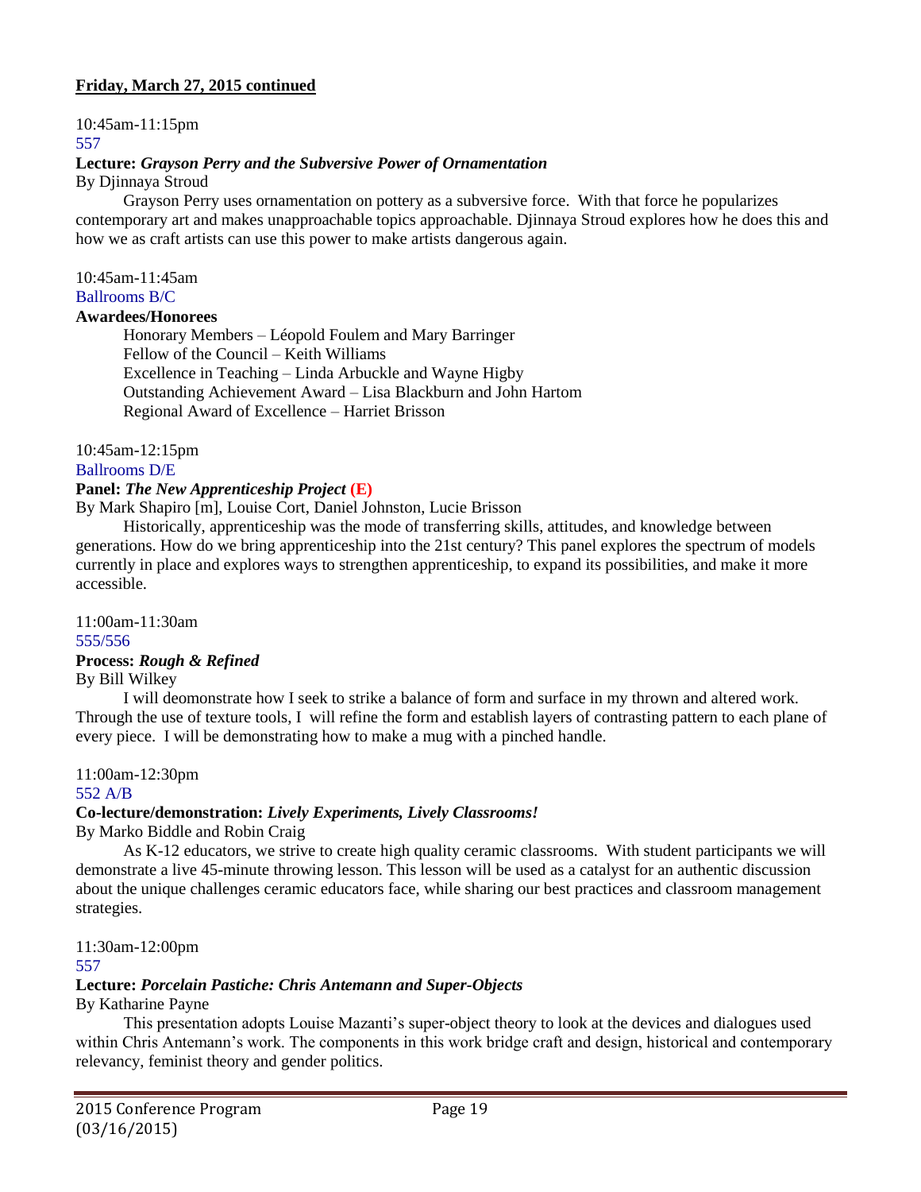**Friday, March 27, 2015 continued**

10:45am-11:15pm
557

**Lecture: *Grayson Perry and the Subversive Power of Ornamentation***
By Djinnaya Stroud

Grayson Perry uses ornamentation on pottery as a subversive force. With that force he popularizes contemporary art and makes unapproachable topics approachable. Djinnaya Stroud explores how he does this and how we as craft artists can use this power to make artists dangerous again.

10:45am-11:45am
Ballrooms B/C

**Awardees/Honorees**

Honorary Members – Léopold Foulem and Mary Barringer
Fellow of the Council – Keith Williams
Excellence in Teaching – Linda Arbuckle and Wayne Higby
Outstanding Achievement Award – Lisa Blackburn and John Hartom
Regional Award of Excellence – Harriet Brisson

10:45am-12:15pm
Ballrooms D/E

**Panel: *The New Apprenticeship Project* (E)**
By Mark Shapiro [m], Louise Cort, Daniel Johnston, Lucie Brisson

Historically, apprenticeship was the mode of transferring skills, attitudes, and knowledge between generations. How do we bring apprenticeship into the 21st century? This panel explores the spectrum of models currently in place and explores ways to strengthen apprenticeship, to expand its possibilities, and make it more accessible.

11:00am-11:30am
555/556

**Process: *Rough & Refined***
By Bill Wilkey

I will deomonstrate how I seek to strike a balance of form and surface in my thrown and altered work. Through the use of texture tools, I will refine the form and establish layers of contrasting pattern to each plane of every piece. I will be demonstrating how to make a mug with a pinched handle.

11:00am-12:30pm
552 A/B

**Co-lecture/demonstration: *Lively Experiments, Lively Classrooms!***
By Marko Biddle and Robin Craig

As K-12 educators, we strive to create high quality ceramic classrooms. With student participants we will demonstrate a live 45-minute throwing lesson. This lesson will be used as a catalyst for an authentic discussion about the unique challenges ceramic educators face, while sharing our best practices and classroom management strategies.

11:30am-12:00pm
557

**Lecture: *Porcelain Pastiche: Chris Antemann and Super-Objects***
By Katharine Payne

This presentation adopts Louise Mazanti's super-object theory to look at the devices and dialogues used within Chris Antemann's work. The components in this work bridge craft and design, historical and contemporary relevancy, feminist theory and gender politics.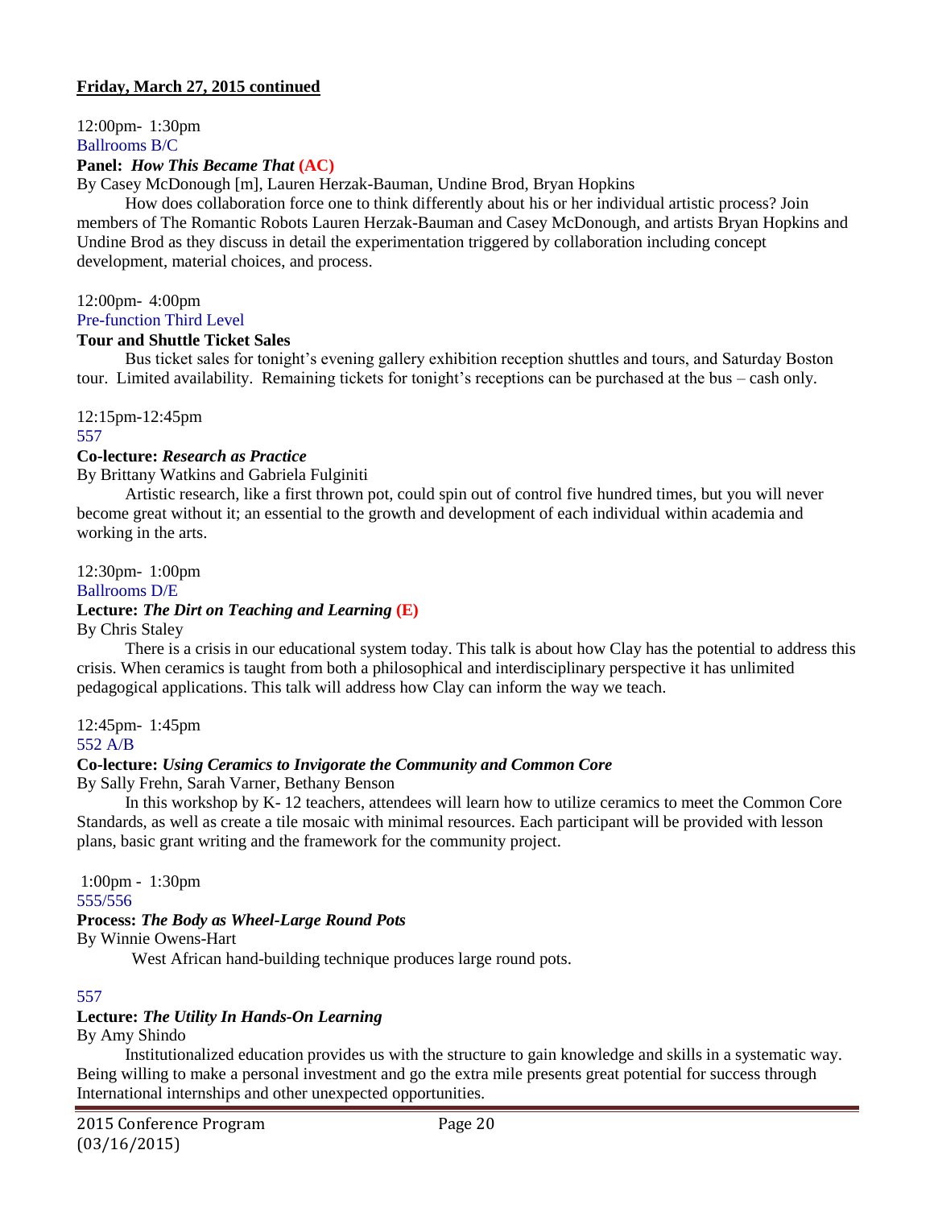**Friday, March 27, 2015 continued**

12:00pm- 1:30pm
Ballrooms B/C

**Panel:** ***How This Became That*** **(AC)**

By Casey McDonough [m], Lauren Herzak-Bauman, Undine Brod, Bryan Hopkins

How does collaboration force one to think differently about his or her individual artistic process? Join members of The Romantic Robots Lauren Herzak-Bauman and Casey McDonough, and artists Bryan Hopkins and Undine Brod as they discuss in detail the experimentation triggered by collaboration including concept development, material choices, and process.

12:00pm- 4:00pm
Pre-function Third Level

**Tour and Shuttle Ticket Sales**

Bus ticket sales for tonight's evening gallery exhibition reception shuttles and tours, and Saturday Boston tour. Limited availability. Remaining tickets for tonight's receptions can be purchased at the bus – cash only.

12:15pm-12:45pm
557

**Co-lecture:** ***Research as Practice***

By Brittany Watkins and Gabriela Fulginiti

Artistic research, like a first thrown pot, could spin out of control five hundred times, but you will never become great without it; an essential to the growth and development of each individual within academia and working in the arts.

12:30pm- 1:00pm
Ballrooms D/E

**Lecture:** ***The Dirt on Teaching and Learning*** **(E)**

By Chris Staley

There is a crisis in our educational system today. This talk is about how Clay has the potential to address this crisis. When ceramics is taught from both a philosophical and interdisciplinary perspective it has unlimited pedagogical applications. This talk will address how Clay can inform the way we teach.

12:45pm- 1:45pm
552 A/B

**Co-lecture:** ***Using Ceramics to Invigorate the Community and Common Core***

By Sally Frehn, Sarah Varner, Bethany Benson

In this workshop by K- 12 teachers, attendees will learn how to utilize ceramics to meet the Common Core Standards, as well as create a tile mosaic with minimal resources. Each participant will be provided with lesson plans, basic grant writing and the framework for the community project.

1:00pm - 1:30pm
555/556

**Process:** ***The Body as Wheel-Large Round Pots***

By Winnie Owens-Hart

West African hand-building technique produces large round pots.

557

**Lecture:** ***The Utility In Hands-On Learning***

By Amy Shindo

Institutionalized education provides us with the structure to gain knowledge and skills in a systematic way. Being willing to make a personal investment and go the extra mile presents great potential for success through International internships and other unexpected opportunities.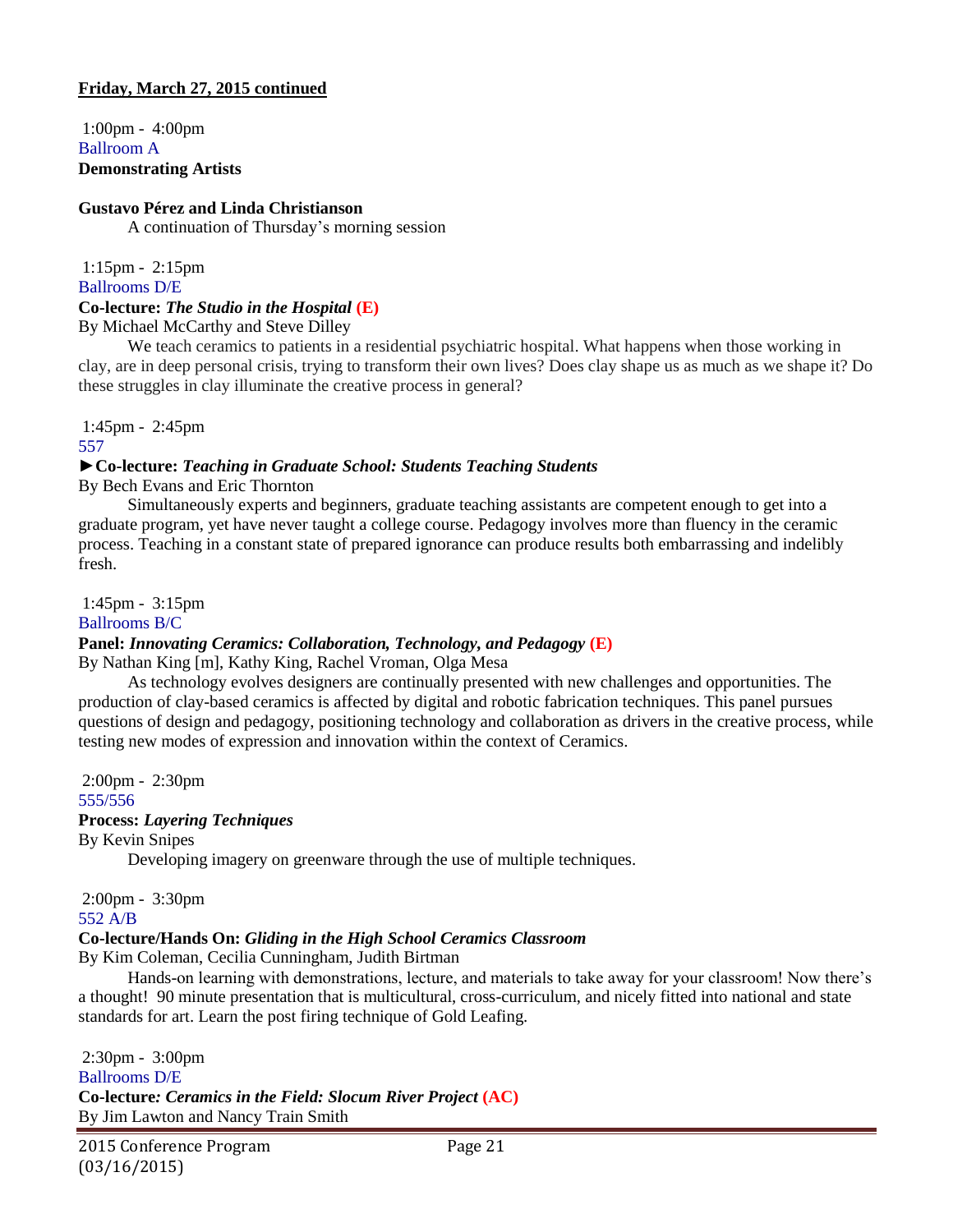**Friday, March 27, 2015 continued**

1:00pm - 4:00pm
Ballroom A
**Demonstrating Artists**

**Gustavo Pérez and Linda Christianson**

A continuation of Thursday's morning session

1:15pm - 2:15pm
Ballrooms D/E
**Co-lecture:** ***The Studio in the Hospital*** **(E)**
By Michael McCarthy and Steve Dilley

We teach ceramics to patients in a residential psychiatric hospital. What happens when those working in clay, are in deep personal crisis, trying to transform their own lives? Does clay shape us as much as we shape it? Do these struggles in clay illuminate the creative process in general?

1:45pm - 2:45pm
557
**►Co-lecture:** ***Teaching in Graduate School: Students Teaching Students***
By Bech Evans and Eric Thornton

Simultaneously experts and beginners, graduate teaching assistants are competent enough to get into a graduate program, yet have never taught a college course. Pedagogy involves more than fluency in the ceramic process. Teaching in a constant state of prepared ignorance can produce results both embarrassing and indelibly fresh.

1:45pm - 3:15pm
Ballrooms B/C
**Panel:** ***Innovating Ceramics: Collaboration, Technology, and Pedagogy*** **(E)**
By Nathan King [m], Kathy King, Rachel Vroman, Olga Mesa

As technology evolves designers are continually presented with new challenges and opportunities. The production of clay-based ceramics is affected by digital and robotic fabrication techniques. This panel pursues questions of design and pedagogy, positioning technology and collaboration as drivers in the creative process, while testing new modes of expression and innovation within the context of Ceramics.

2:00pm - 2:30pm
555/556
**Process:** ***Layering Techniques***
By Kevin Snipes

Developing imagery on greenware through the use of multiple techniques.

2:00pm - 3:30pm
552 A/B
**Co-lecture/Hands On:** ***Gliding in the High School Ceramics Classroom***
By Kim Coleman, Cecilia Cunningham, Judith Birtman

Hands-on learning with demonstrations, lecture, and materials to take away for your classroom! Now there's a thought! 90 minute presentation that is multicultural, cross-curriculum, and nicely fitted into national and state standards for art. Learn the post firing technique of Gold Leafing.

2:30pm - 3:00pm
Ballrooms D/E
**Co-lecture:** ***Ceramics in the Field: Slocum River Project*** **(AC)**
By Jim Lawton and Nancy Train Smith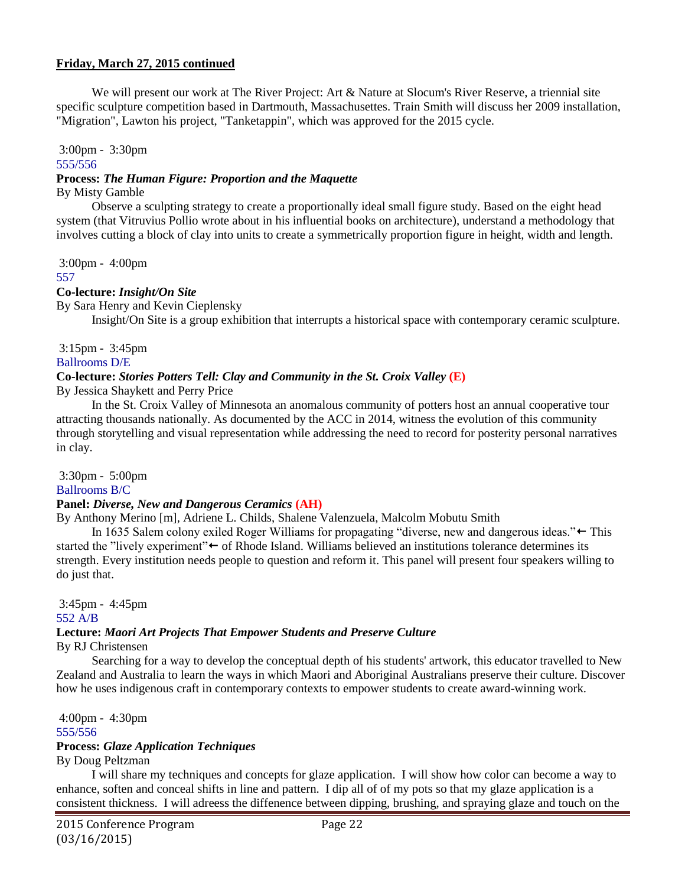**Friday, March 27, 2015 continued**

We will present our work at The River Project: Art & Nature at Slocum's River Reserve, a triennial site specific sculpture competition based in Dartmouth, Massachusettes. Train Smith will discuss her 2009 installation, "Migration", Lawton his project, "Tanketappin", which was approved for the 2015 cycle.

3:00pm - 3:30pm
555/556

**Process:** ***The Human Figure: Proportion and the Maquette***
By Misty Gamble

Observe a sculpting strategy to create a proportionally ideal small figure study. Based on the eight head system (that Vitruvius Pollio wrote about in his influential books on architecture), understand a methodology that involves cutting a block of clay into units to create a symmetrically proportion figure in height, width and length.

3:00pm - 4:00pm
557

**Co-lecture:** ***Insight/On Site***
By Sara Henry and Kevin Cieplensky

Insight/On Site is a group exhibition that interrupts a historical space with contemporary ceramic sculpture.

3:15pm - 3:45pm
Ballrooms D/E

**Co-lecture:** ***Stories Potters Tell: Clay and Community in the St. Croix Valley*** **(E)**
By Jessica Shaykett and Perry Price

In the St. Croix Valley of Minnesota an anomalous community of potters host an annual cooperative tour attracting thousands nationally. As documented by the ACC in 2014, witness the evolution of this community through storytelling and visual representation while addressing the need to record for posterity personal narratives in clay.

3:30pm - 5:00pm
Ballrooms B/C

**Panel:** ***Diverse, New and Dangerous Ceramics*** **(AH)**
By Anthony Merino [m], Adriene L. Childs, Shalene Valenzuela, Malcolm Mobutu Smith

In 1635 Salem colony exiled Roger Williams for propagating "diverse, new and dangerous ideas."← This started the "lively experiment"← of Rhode Island. Williams believed an institutions tolerance determines its strength. Every institution needs people to question and reform it. This panel will present four speakers willing to do just that.

3:45pm - 4:45pm
552 A/B

**Lecture:** ***Maori Art Projects That Empower Students and Preserve Culture***
By RJ Christensen

Searching for a way to develop the conceptual depth of his students' artwork, this educator travelled to New Zealand and Australia to learn the ways in which Maori and Aboriginal Australians preserve their culture. Discover how he uses indigenous craft in contemporary contexts to empower students to create award-winning work.

4:00pm - 4:30pm
555/556

**Process:** ***Glaze Application Techniques***
By Doug Peltzman

I will share my techniques and concepts for glaze application. I will show how color can become a way to enhance, soften and conceal shifts in line and pattern. I dip all of of my pots so that my glaze application is a consistent thickness. I will adreess the diffenence between dipping, brushing, and spraying glaze and touch on the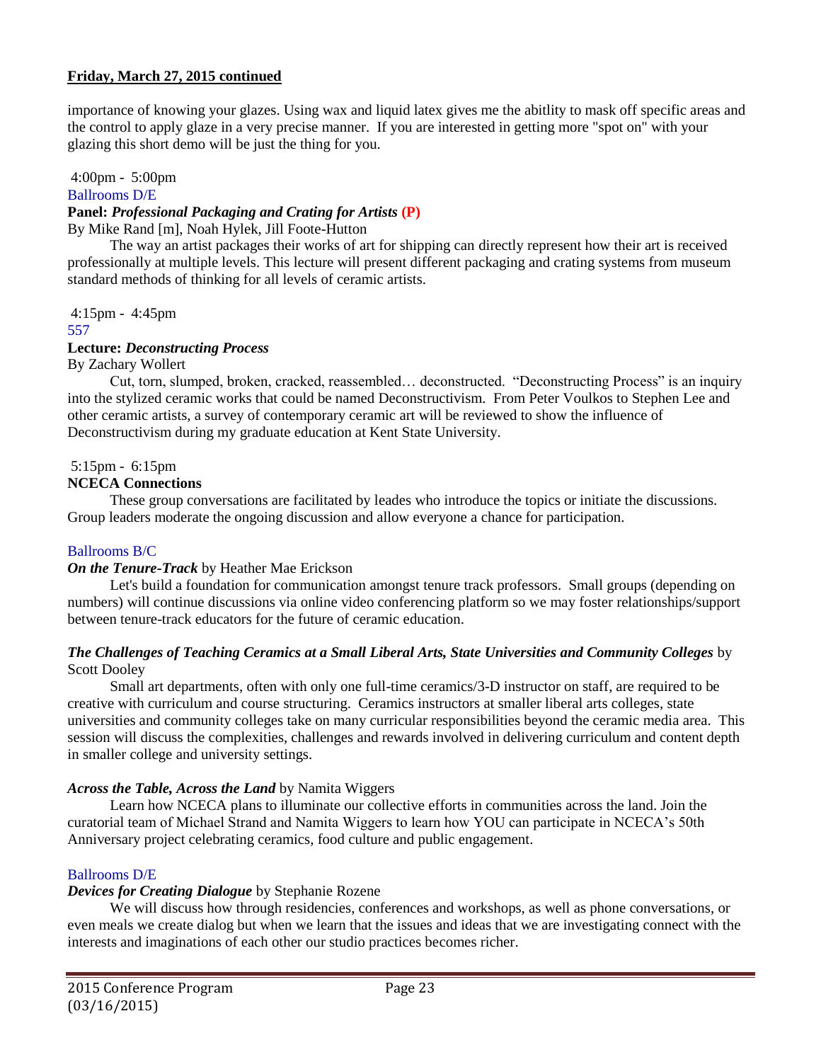**Friday, March 27, 2015 continued**

importance of knowing your glazes. Using wax and liquid latex gives me the abitlity to mask off specific areas and the control to apply glaze in a very precise manner. If you are interested in getting more "spot on" with your glazing this short demo will be just the thing for you.

4:00pm - 5:00pm
Ballrooms D/E
**Panel: *Professional Packaging and Crating for Artists* (P)**
By Mike Rand [m], Noah Hylek, Jill Foote-Hutton

The way an artist packages their works of art for shipping can directly represent how their art is received professionally at multiple levels. This lecture will present different packaging and crating systems from museum standard methods of thinking for all levels of ceramic artists.

4:15pm - 4:45pm
557
**Lecture: *Deconstructing Process***
By Zachary Wollert

Cut, torn, slumped, broken, cracked, reassembled… deconstructed. "Deconstructing Process" is an inquiry into the stylized ceramic works that could be named Deconstructivism. From Peter Voulkos to Stephen Lee and other ceramic artists, a survey of contemporary ceramic art will be reviewed to show the influence of Deconstructivism during my graduate education at Kent State University.

5:15pm - 6:15pm
**NCECA Connections**

These group conversations are facilitated by leades who introduce the topics or initiate the discussions. Group leaders moderate the ongoing discussion and allow everyone a chance for participation.

Ballrooms B/C

***On the Tenure-Track*** by Heather Mae Erickson

Let's build a foundation for communication amongst tenure track professors. Small groups (depending on numbers) will continue discussions via online video conferencing platform so we may foster relationships/support between tenure-track educators for the future of ceramic education.

***The Challenges of Teaching Ceramics at a Small Liberal Arts, State Universities and Community Colleges*** by Scott Dooley

Small art departments, often with only one full-time ceramics/3-D instructor on staff, are required to be creative with curriculum and course structuring. Ceramics instructors at smaller liberal arts colleges, state universities and community colleges take on many curricular responsibilities beyond the ceramic media area. This session will discuss the complexities, challenges and rewards involved in delivering curriculum and content depth in smaller college and university settings.

***Across the Table, Across the Land*** by Namita Wiggers

Learn how NCECA plans to illuminate our collective efforts in communities across the land. Join the curatorial team of Michael Strand and Namita Wiggers to learn how YOU can participate in NCECA's 50th Anniversary project celebrating ceramics, food culture and public engagement.

Ballrooms D/E

***Devices for Creating Dialogue*** by Stephanie Rozene

We will discuss how through residencies, conferences and workshops, as well as phone conversations, or even meals we create dialog but when we learn that the issues and ideas that we are investigating connect with the interests and imaginations of each other our studio practices becomes richer.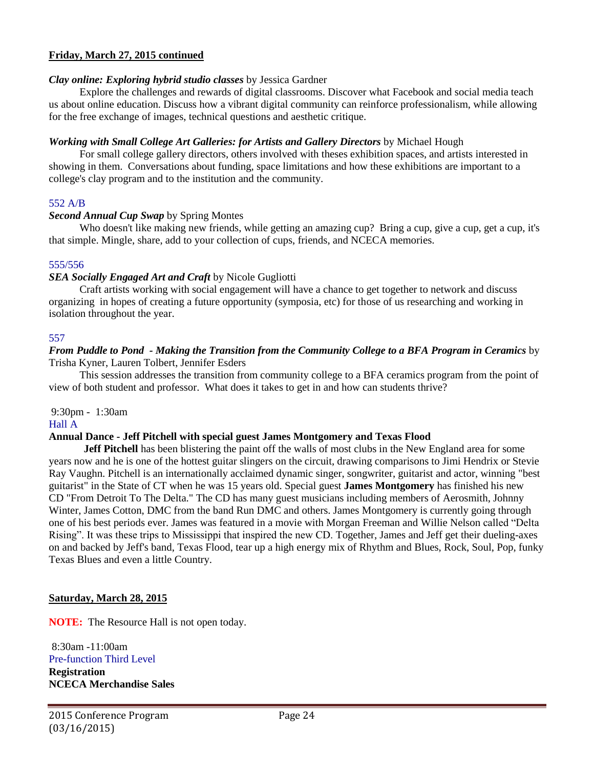**Friday, March 27, 2015 continued**

***Clay online: Exploring hybrid studio classes*** by Jessica Gardner

Explore the challenges and rewards of digital classrooms. Discover what Facebook and social media teach us about online education. Discuss how a vibrant digital community can reinforce professionalism, while allowing for the free exchange of images, technical questions and aesthetic critique.

***Working with Small College Art Galleries: for Artists and Gallery Directors*** by Michael Hough

For small college gallery directors, others involved with theses exhibition spaces, and artists interested in showing in them. Conversations about funding, space limitations and how these exhibitions are important to a college's clay program and to the institution and the community.

552 A/B

***Second Annual Cup Swap*** by Spring Montes

Who doesn't like making new friends, while getting an amazing cup? Bring a cup, give a cup, get a cup, it's that simple. Mingle, share, add to your collection of cups, friends, and NCECA memories.

555/556

***SEA Socially Engaged Art and Craft*** by Nicole Gugliotti

Craft artists working with social engagement will have a chance to get together to network and discuss organizing in hopes of creating a future opportunity (symposia, etc) for those of us researching and working in isolation throughout the year.

557

***From Puddle to Pond - Making the Transition from the Community College to a BFA Program in Ceramics*** by Trisha Kyner, Lauren Tolbert, Jennifer Esders

This session addresses the transition from community college to a BFA ceramics program from the point of view of both student and professor. What does it takes to get in and how can students thrive?

9:30pm - 1:30am
Hall A

**Annual Dance - Jeff Pitchell with special guest James Montgomery and Texas Flood**

**Jeff Pitchell** has been blistering the paint off the walls of most clubs in the New England area for some years now and he is one of the hottest guitar slingers on the circuit, drawing comparisons to Jimi Hendrix or Stevie Ray Vaughn. Pitchell is an internationally acclaimed dynamic singer, songwriter, guitarist and actor, winning "best guitarist" in the State of CT when he was 15 years old. Special guest **James Montgomery** has finished his new CD "From Detroit To The Delta." The CD has many guest musicians including members of Aerosmith, Johnny Winter, James Cotton, DMC from the band Run DMC and others. James Montgomery is currently going through one of his best periods ever. James was featured in a movie with Morgan Freeman and Willie Nelson called "Delta Rising". It was these trips to Mississippi that inspired the new CD. Together, James and Jeff get their dueling-axes on and backed by Jeff's band, Texas Flood, tear up a high energy mix of Rhythm and Blues, Rock, Soul, Pop, funky Texas Blues and even a little Country.

**Saturday, March 28, 2015**

**NOTE:** The Resource Hall is not open today.

8:30am -11:00am
Pre-function Third Level
**Registration**
**NCECA Merchandise Sales**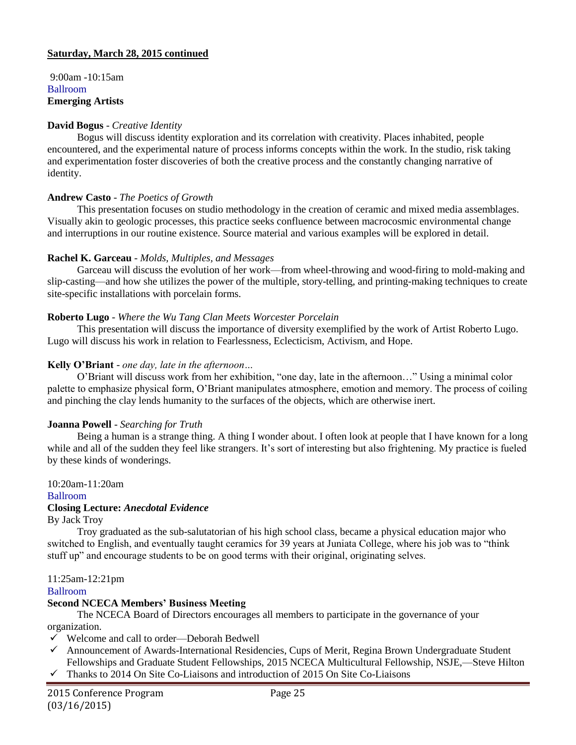**Saturday, March 28, 2015 continued**

9:00am -10:15am
Ballroom
**Emerging Artists**

**David Bogus** - *Creative Identity*
Bogus will discuss identity exploration and its correlation with creativity. Places inhabited, people encountered, and the experimental nature of process informs concepts within the work. In the studio, risk taking and experimentation foster discoveries of both the creative process and the constantly changing narrative of identity.

**Andrew Casto** - *The Poetics of Growth*
This presentation focuses on studio methodology in the creation of ceramic and mixed media assemblages. Visually akin to geologic processes, this practice seeks confluence between macrocosmic environmental change and interruptions in our routine existence. Source material and various examples will be explored in detail.

**Rachel K. Garceau** - *Molds, Multiples, and Messages*
Garceau will discuss the evolution of her work—from wheel-throwing and wood-firing to mold-making and slip-casting—and how she utilizes the power of the multiple, story-telling, and printing-making techniques to create site-specific installations with porcelain forms.

**Roberto Lugo** - *Where the Wu Tang Clan Meets Worcester Porcelain*
This presentation will discuss the importance of diversity exemplified by the work of Artist Roberto Lugo. Lugo will discuss his work in relation to Fearlessness, Eclecticism, Activism, and Hope.

**Kelly O'Briant** - *one day, late in the afternoon…*
O'Briant will discuss work from her exhibition, "one day, late in the afternoon…" Using a minimal color palette to emphasize physical form, O'Briant manipulates atmosphere, emotion and memory. The process of coiling and pinching the clay lends humanity to the surfaces of the objects, which are otherwise inert.

**Joanna Powell** - *Searching for Truth*
Being a human is a strange thing. A thing I wonder about. I often look at people that I have known for a long while and all of the sudden they feel like strangers. It's sort of interesting but also frightening. My practice is fueled by these kinds of wonderings.

10:20am-11:20am
Ballroom
**Closing Lecture: *Anecdotal Evidence***
By Jack Troy
Troy graduated as the sub-salutatorian of his high school class, became a physical education major who switched to English, and eventually taught ceramics for 39 years at Juniata College, where his job was to "think stuff up" and encourage students to be on good terms with their original, originating selves.

11:25am-12:21pm
Ballroom
**Second NCECA Members' Business Meeting**
The NCECA Board of Directors encourages all members to participate in the governance of your organization.

- ✓ Welcome and call to order—Deborah Bedwell
- ✓ Announcement of Awards-International Residencies, Cups of Merit, Regina Brown Undergraduate Student Fellowships and Graduate Student Fellowships, 2015 NCECA Multicultural Fellowship, NSJE,—Steve Hilton
- ✓ Thanks to 2014 On Site Co-Liaisons and introduction of 2015 On Site Co-Liaisons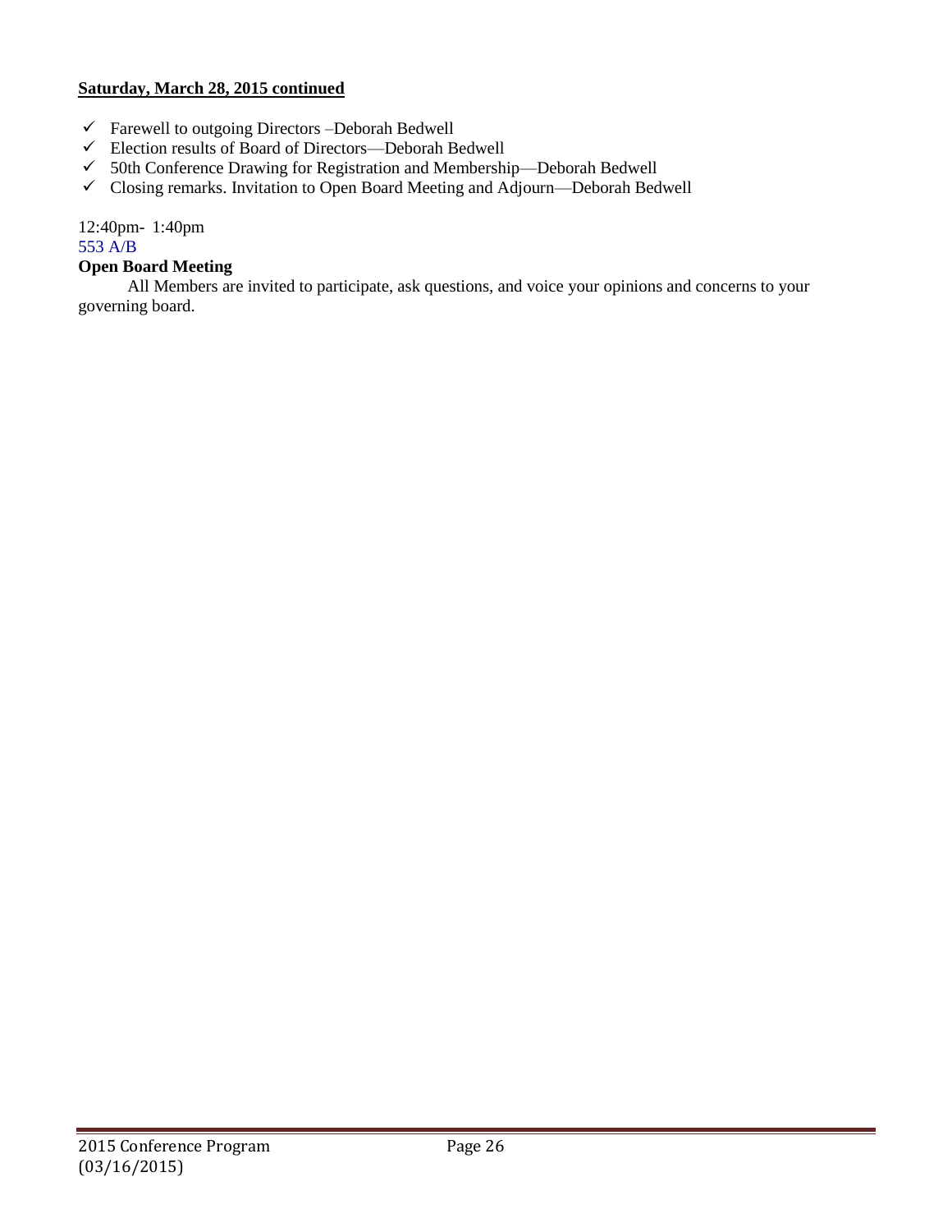**Saturday, March 28, 2015 continued**

- ✓ Farewell to outgoing Directors –Deborah Bedwell
- ✓ Election results of Board of Directors—Deborah Bedwell
- ✓ 50th Conference Drawing for Registration and Membership—Deborah Bedwell
- ✓ Closing remarks. Invitation to Open Board Meeting and Adjourn—Deborah Bedwell

12:40pm- 1:40pm
553 A/B

**Open Board Meeting**

All Members are invited to participate, ask questions, and voice your opinions and concerns to your governing board.